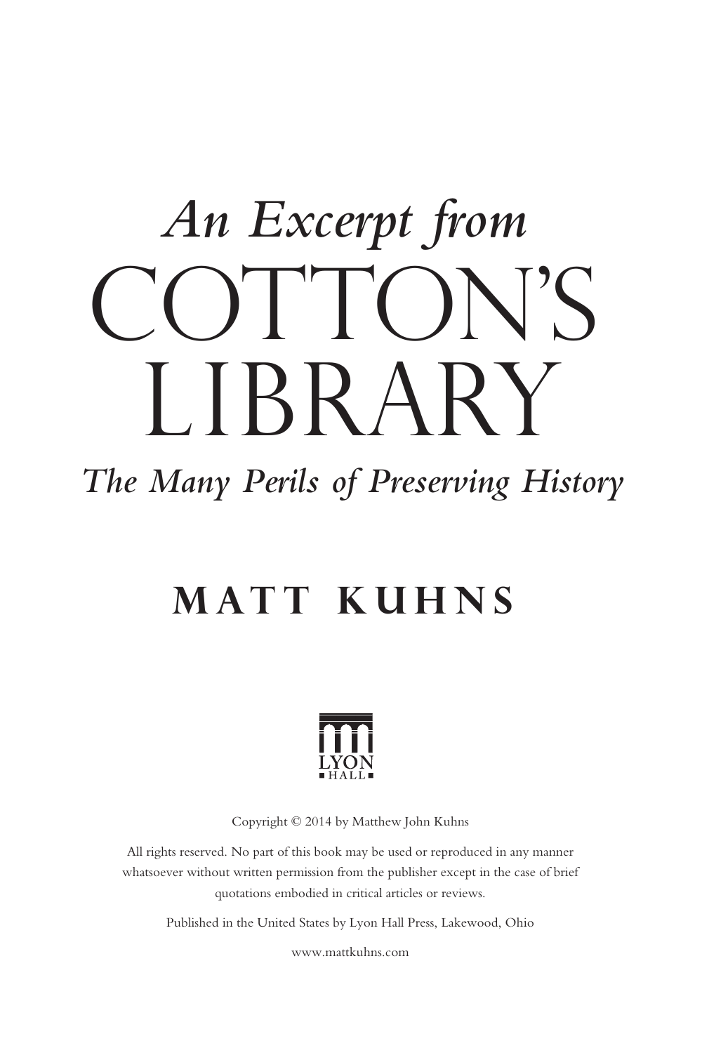*An Excerpt from*

# COTTON'S LIBRARY

*The Many Perils of Preserving History*

**MATT KUHNS**

LYON HALL

Copyright © 2014 by Matthew John Kuhns

All rights reserved. No part of this book may be used or reproduced in any manner whatsoever without written permission from the publisher except in the case of brief quotations embodied in critical articles or reviews.

Published in the United States by Lyon Hall Press, Lakewood, Ohio

www.mattkuhns.com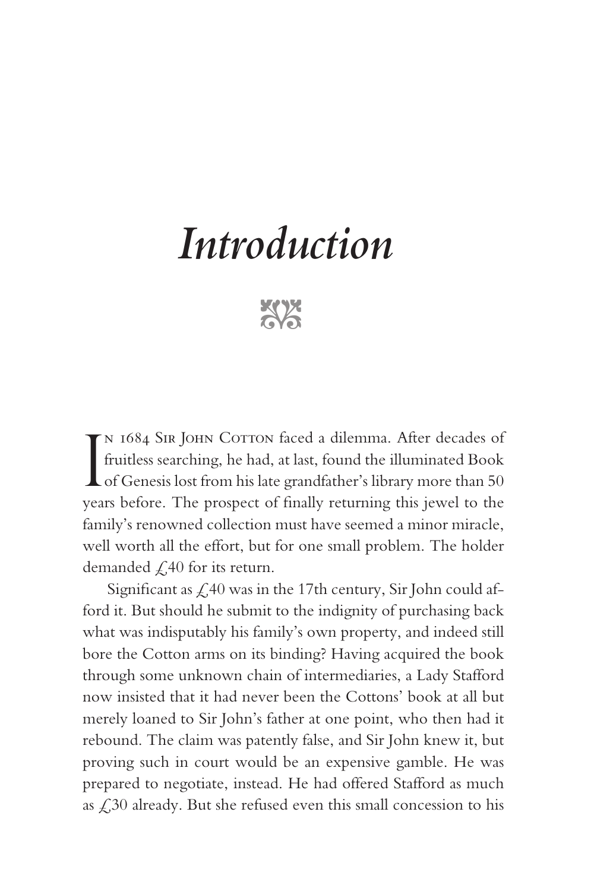# *Introduction*

In 1684 Sir John Cotton faced a dilemma. After decades of fruitless searching, he had, at last, found the illuminated Book of Genesis lost from his late grandfather's library more than 50 years before. The prospect of finally returning this jewel to the family's renowned collection must have seemed a minor miracle, well worth all the effort, but for one small problem. The holder demanded £40 for its return.

Significant as £40 was in the 17th century, Sir John could afford it. But should he submit to the indignity of purchasing back what was indisputably his family's own property, and indeed still bore the Cotton arms on its binding? Having acquired the book through some unknown chain of intermediaries, a Lady Stafford now insisted that it had never been the Cottons' book at all but merely loaned to Sir John's father at one point, who then had it rebound. The claim was patently false, and Sir John knew it, but proving such in court would be an expensive gamble. He was prepared to negotiate, instead. He had offered Stafford as much as £30 already. But she refused even this small concession to his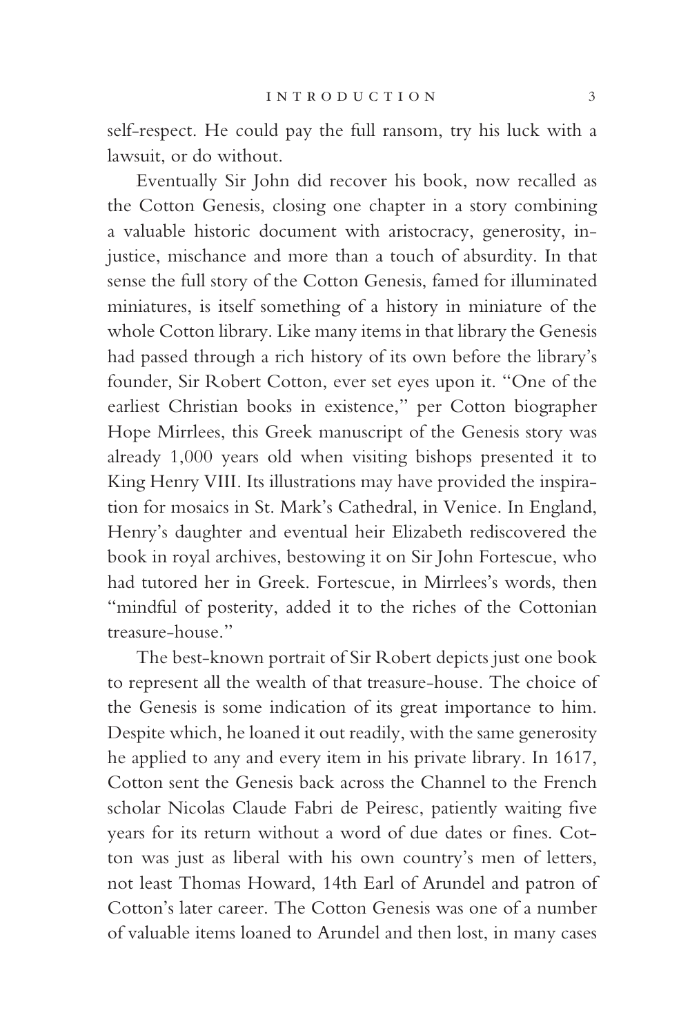self-respect. He could pay the full ransom, try his luck with a lawsuit, or do without.

Eventually Sir John did recover his book, now recalled as the Cotton Genesis, closing one chapter in a story combining a valuable historic document with aristocracy, generosity, injustice, mischance and more than a touch of absurdity. In that sense the full story of the Cotton Genesis, famed for illuminated miniatures, is itself something of a history in miniature of the whole Cotton library. Like many items in that library the Genesis had passed through a rich history of its own before the library's founder, Sir Robert Cotton, ever set eyes upon it. "One of the earliest Christian books in existence," per Cotton biographer Hope Mirrlees, this Greek manuscript of the Genesis story was already 1,000 years old when visiting bishops presented it to King Henry VIII. Its illustrations may have provided the inspiration for mosaics in St. Mark's Cathedral, in Venice. In England, Henry's daughter and eventual heir Elizabeth rediscovered the book in royal archives, bestowing it on Sir John Fortescue, who had tutored her in Greek. Fortescue, in Mirrlees's words, then "mindful of posterity, added it to the riches of the Cottonian treasure-house."

The best-known portrait of Sir Robert depicts just one book to represent all the wealth of that treasure-house. The choice of the Genesis is some indication of its great importance to him. Despite which, he loaned it out readily, with the same generosity he applied to any and every item in his private library. In 1617, Cotton sent the Genesis back across the Channel to the French scholar Nicolas Claude Fabri de Peiresc, patiently waiting five years for its return without a word of due dates or fines. Cotton was just as liberal with his own country's men of letters, not least Thomas Howard, 14th Earl of Arundel and patron of Cotton's later career. The Cotton Genesis was one of a number of valuable items loaned to Arundel and then lost, in many cases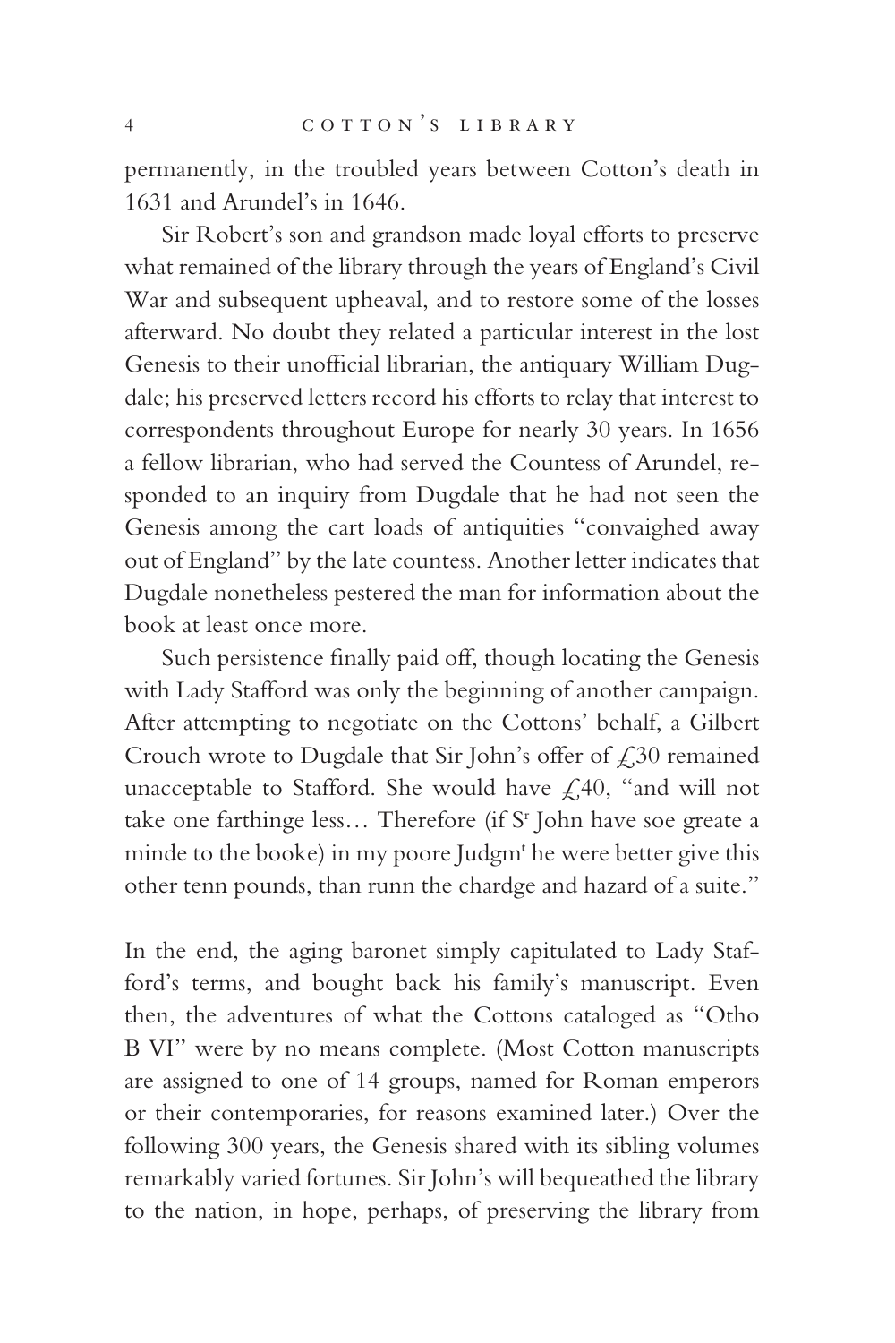permanently, in the troubled years between Cotton's death in 1631 and Arundel's in 1646.

Sir Robert's son and grandson made loyal efforts to preserve what remained of the library through the years of England's Civil War and subsequent upheaval, and to restore some of the losses afterward. No doubt they related a particular interest in the lost Genesis to their unofficial librarian, the antiquary William Dugdale; his preserved letters record his efforts to relay that interest to correspondents throughout Europe for nearly 30 years. In 1656 a fellow librarian, who had served the Countess of Arundel, responded to an inquiry from Dugdale that he had not seen the Genesis among the cart loads of antiquities "convaighed away out of England" by the late countess. Another letter indicates that Dugdale nonetheless pestered the man for information about the book at least once more.

Such persistence finally paid off, though locating the Genesis with Lady Stafford was only the beginning of another campaign. After attempting to negotiate on the Cottons' behalf, a Gilbert Crouch wrote to Dugdale that Sir John's offer of £30 remained unacceptable to Stafford. She would have £40, "and will not take one farthinge less… Therefore (if S[r] John have soe greate a minde to the booke) in my poore Judgm[t] he were better give this other tenn pounds, than runn the chardge and hazard of a suite."

In the end, the aging baronet simply capitulated to Lady Stafford's terms, and bought back his family's manuscript. Even then, the adventures of what the Cottons cataloged as "Otho B VI" were by no means complete. (Most Cotton manuscripts are assigned to one of 14 groups, named for Roman emperors or their contemporaries, for reasons examined later.) Over the following 300 years, the Genesis shared with its sibling volumes remarkably varied fortunes. Sir John's will bequeathed the library to the nation, in hope, perhaps, of preserving the library from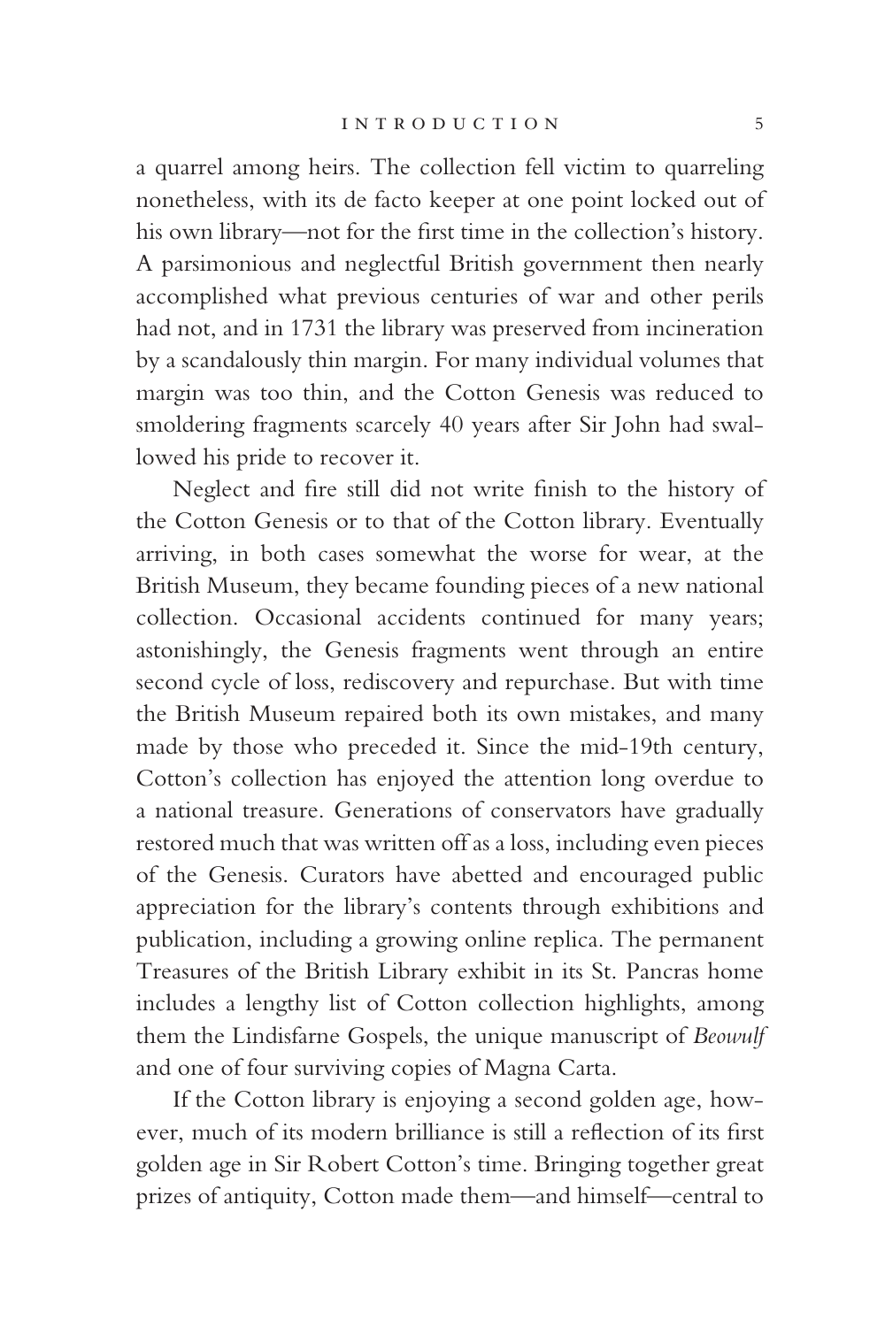a quarrel among heirs. The collection fell victim to quarreling nonetheless, with its de facto keeper at one point locked out of his own library—not for the first time in the collection's history. A parsimonious and neglectful British government then nearly accomplished what previous centuries of war and other perils had not, and in 1731 the library was preserved from incineration by a scandalously thin margin. For many individual volumes that margin was too thin, and the Cotton Genesis was reduced to smoldering fragments scarcely 40 years after Sir John had swallowed his pride to recover it.

Neglect and fire still did not write finish to the history of the Cotton Genesis or to that of the Cotton library. Eventually arriving, in both cases somewhat the worse for wear, at the British Museum, they became founding pieces of a new national collection. Occasional accidents continued for many years; astonishingly, the Genesis fragments went through an entire second cycle of loss, rediscovery and repurchase. But with time the British Museum repaired both its own mistakes, and many made by those who preceded it. Since the mid-19th century, Cotton's collection has enjoyed the attention long overdue to a national treasure. Generations of conservators have gradually restored much that was written off as a loss, including even pieces of the Genesis. Curators have abetted and encouraged public appreciation for the library's contents through exhibitions and publication, including a growing online replica. The permanent Treasures of the British Library exhibit in its St. Pancras home includes a lengthy list of Cotton collection highlights, among them the Lindisfarne Gospels, the unique manuscript of *Beowulf* and one of four surviving copies of Magna Carta.

If the Cotton library is enjoying a second golden age, however, much of its modern brilliance is still a reflection of its first golden age in Sir Robert Cotton's time. Bringing together great prizes of antiquity, Cotton made them—and himself—central to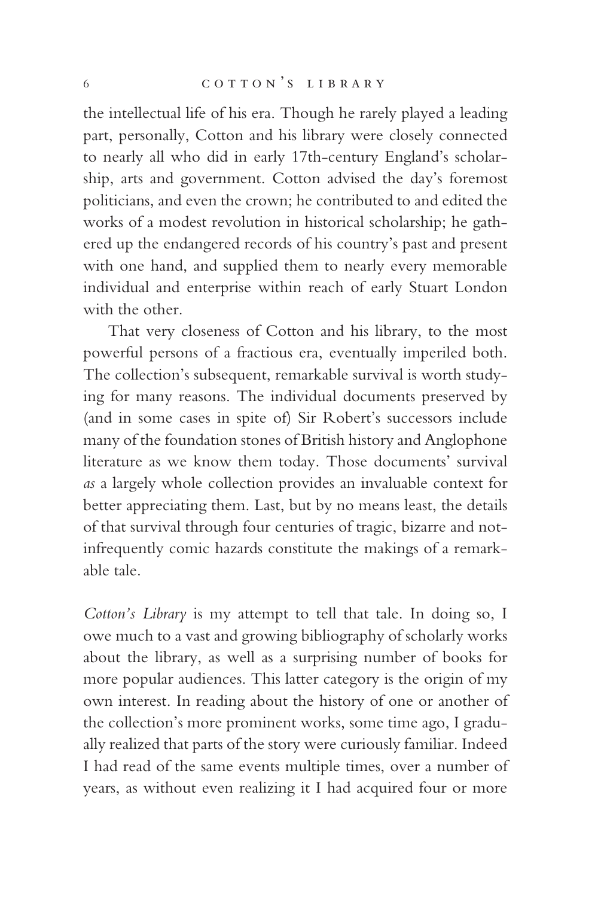the intellectual life of his era. Though he rarely played a leading part, personally, Cotton and his library were closely connected to nearly all who did in early 17th-century England's scholarship, arts and government. Cotton advised the day's foremost politicians, and even the crown; he contributed to and edited the works of a modest revolution in historical scholarship; he gathered up the endangered records of his country's past and present with one hand, and supplied them to nearly every memorable individual and enterprise within reach of early Stuart London with the other.

That very closeness of Cotton and his library, to the most powerful persons of a fractious era, eventually imperiled both. The collection's subsequent, remarkable survival is worth studying for many reasons. The individual documents preserved by (and in some cases in spite of) Sir Robert's successors include many of the foundation stones of British history and Anglophone literature as we know them today. Those documents' survival *as* a largely whole collection provides an invaluable context for better appreciating them. Last, but by no means least, the details of that survival through four centuries of tragic, bizarre and not-infrequently comic hazards constitute the makings of a remarkable tale.

*Cotton's Library* is my attempt to tell that tale. In doing so, I owe much to a vast and growing bibliography of scholarly works about the library, as well as a surprising number of books for more popular audiences. This latter category is the origin of my own interest. In reading about the history of one or another of the collection's more prominent works, some time ago, I gradually realized that parts of the story were curiously familiar. Indeed I had read of the same events multiple times, over a number of years, as without even realizing it I had acquired four or more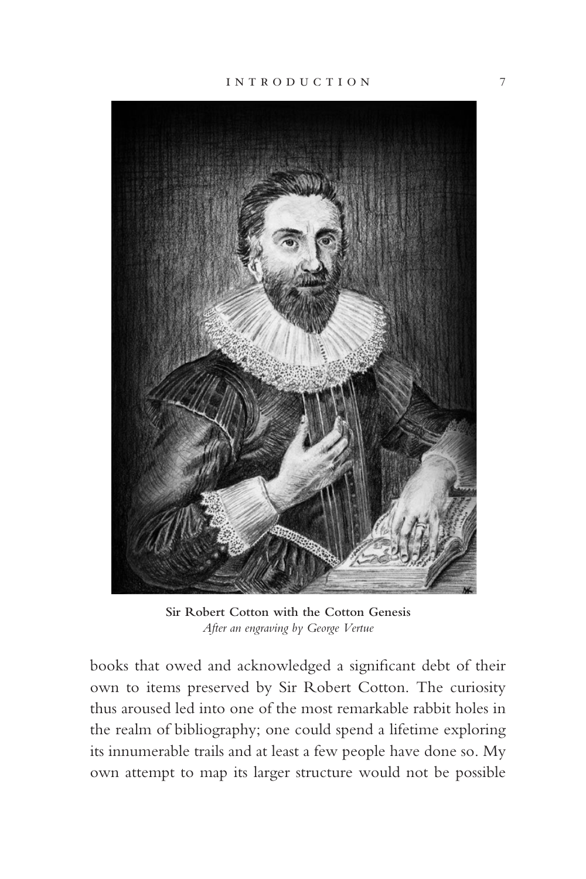**Sir Robert Cotton with the Cotton Genesis**
*After an engraving by George Vertue*

books that owed and acknowledged a significant debt of their own to items preserved by Sir Robert Cotton. The curiosity thus aroused led into one of the most remarkable rabbit holes in the realm of bibliography; one could spend a lifetime exploring its innumerable trails and at least a few people have done so. My own attempt to map its larger structure would not be possible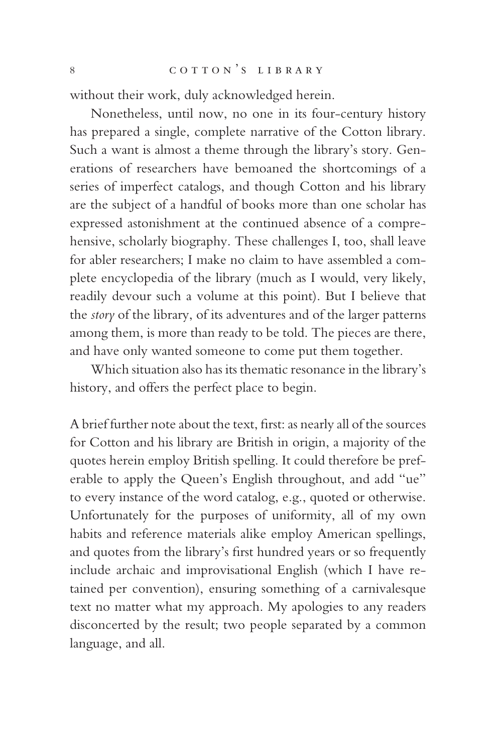without their work, duly acknowledged herein.

Nonetheless, until now, no one in its four-century history has prepared a single, complete narrative of the Cotton library. Such a want is almost a theme through the library's story. Generations of researchers have bemoaned the shortcomings of a series of imperfect catalogs, and though Cotton and his library are the subject of a handful of books more than one scholar has expressed astonishment at the continued absence of a comprehensive, scholarly biography. These challenges I, too, shall leave for abler researchers; I make no claim to have assembled a complete encyclopedia of the library (much as I would, very likely, readily devour such a volume at this point). But I believe that the *story* of the library, of its adventures and of the larger patterns among them, is more than ready to be told. The pieces are there, and have only wanted someone to come put them together.

Which situation also has its thematic resonance in the library's history, and offers the perfect place to begin.

A brief further note about the text, first: as nearly all of the sources for Cotton and his library are British in origin, a majority of the quotes herein employ British spelling. It could therefore be preferable to apply the Queen's English throughout, and add "ue" to every instance of the word catalog, e.g., quoted or otherwise. Unfortunately for the purposes of uniformity, all of my own habits and reference materials alike employ American spellings, and quotes from the library's first hundred years or so frequently include archaic and improvisational English (which I have retained per convention), ensuring something of a carnivalesque text no matter what my approach. My apologies to any readers disconcerted by the result; two people separated by a common language, and all.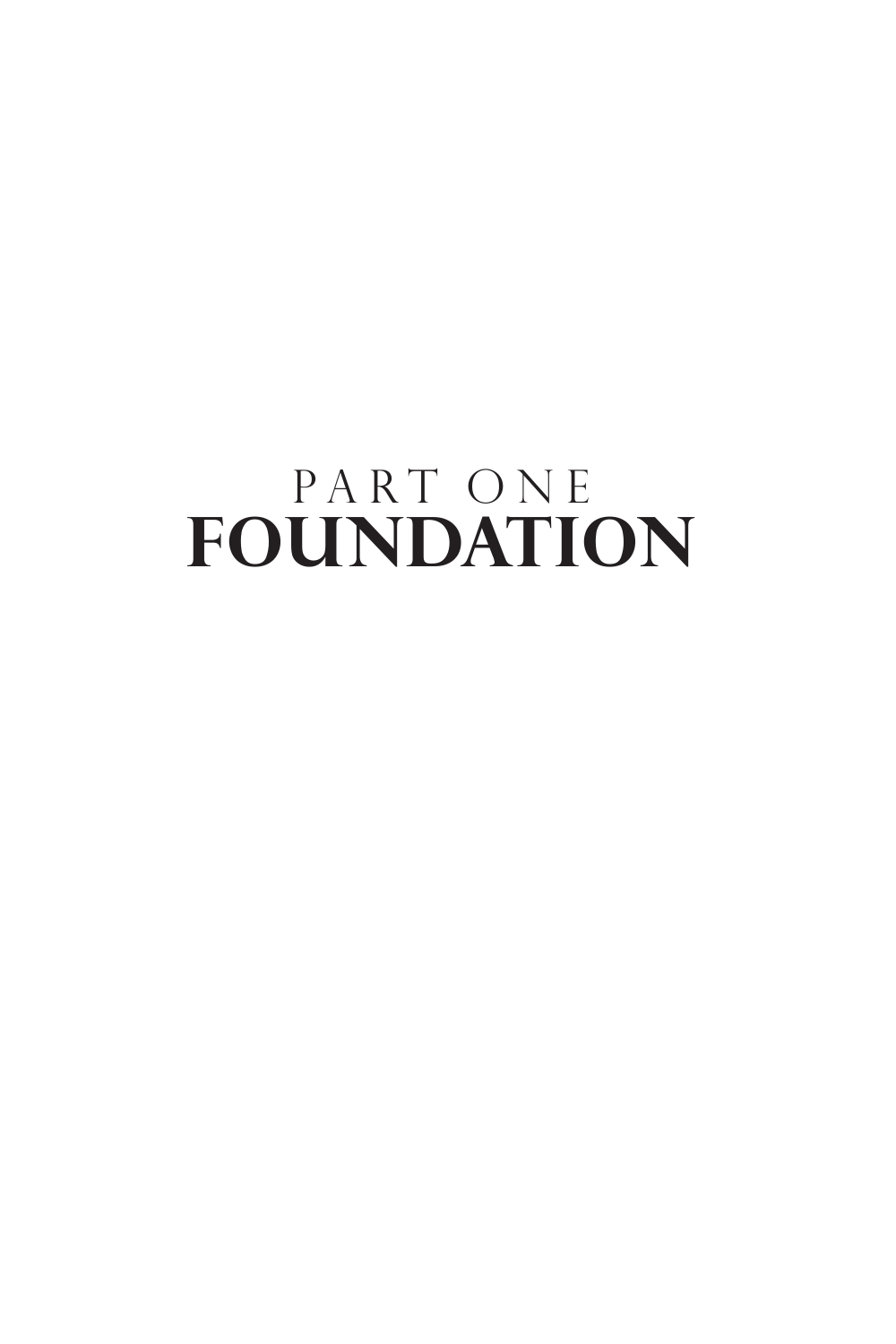# PART ONE
# FOUNDATION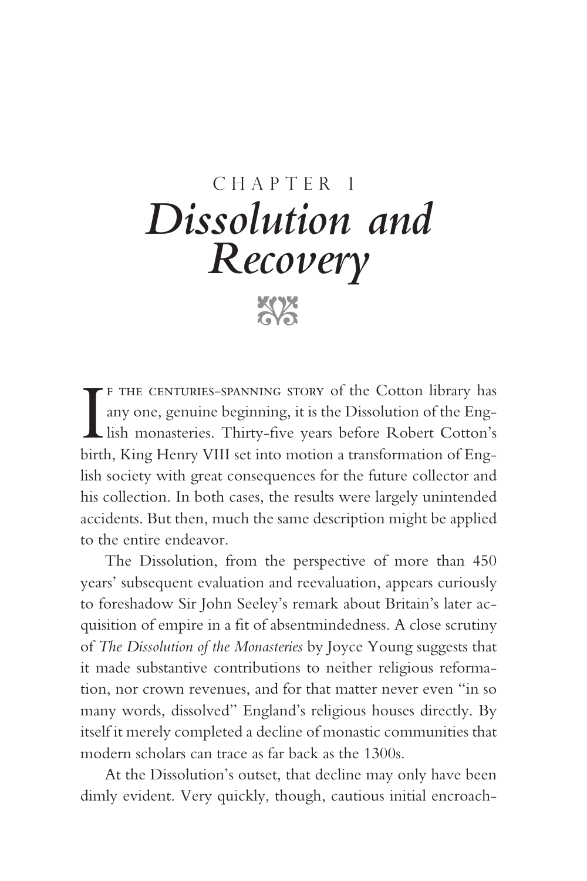# CHAPTER 1
# *Dissolution and Recovery*

If the centuries-spanning story of the Cotton library has any one, genuine beginning, it is the Dissolution of the English monasteries. Thirty-five years before Robert Cotton's birth, King Henry VIII set into motion a transformation of English society with great consequences for the future collector and his collection. In both cases, the results were largely unintended accidents. But then, much the same description might be applied to the entire endeavor.

The Dissolution, from the perspective of more than 450 years' subsequent evaluation and reevaluation, appears curiously to foreshadow Sir John Seeley's remark about Britain's later acquisition of empire in a fit of absentmindedness. A close scrutiny of *The Dissolution of the Monasteries* by Joyce Young suggests that it made substantive contributions to neither religious reformation, nor crown revenues, and for that matter never even "in so many words, dissolved" England's religious houses directly. By itself it merely completed a decline of monastic communities that modern scholars can trace as far back as the 1300s.

At the Dissolution's outset, that decline may only have been dimly evident. Very quickly, though, cautious initial encroach-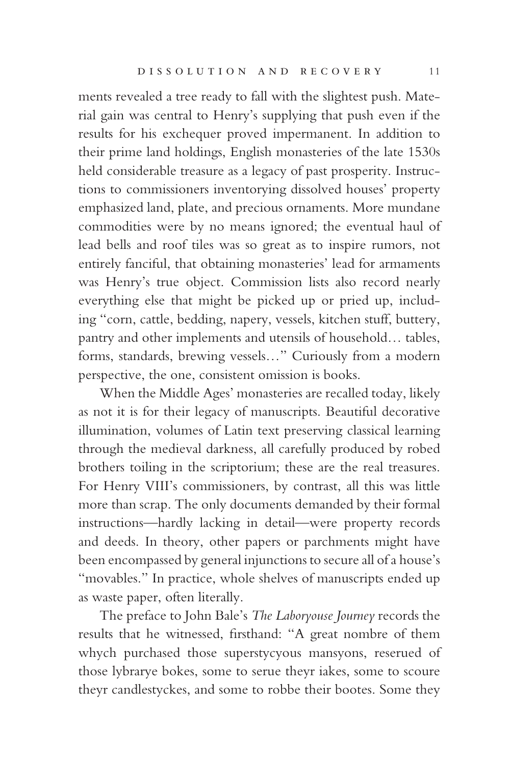ments revealed a tree ready to fall with the slightest push. Material gain was central to Henry's supplying that push even if the results for his exchequer proved impermanent. In addition to their prime land holdings, English monasteries of the late 1530s held considerable treasure as a legacy of past prosperity. Instructions to commissioners inventorying dissolved houses' property emphasized land, plate, and precious ornaments. More mundane commodities were by no means ignored; the eventual haul of lead bells and roof tiles was so great as to inspire rumors, not entirely fanciful, that obtaining monasteries' lead for armaments was Henry's true object. Commission lists also record nearly everything else that might be picked up or pried up, including "corn, cattle, bedding, napery, vessels, kitchen stuff, buttery, pantry and other implements and utensils of household… tables, forms, standards, brewing vessels…" Curiously from a modern perspective, the one, consistent omission is books.

When the Middle Ages' monasteries are recalled today, likely as not it is for their legacy of manuscripts. Beautiful decorative illumination, volumes of Latin text preserving classical learning through the medieval darkness, all carefully produced by robed brothers toiling in the scriptorium; these are the real treasures. For Henry VIII's commissioners, by contrast, all this was little more than scrap. The only documents demanded by their formal instructions—hardly lacking in detail—were property records and deeds. In theory, other papers or parchments might have been encompassed by general injunctions to secure all of a house's "movables." In practice, whole shelves of manuscripts ended up as waste paper, often literally.

The preface to John Bale's *The Laboryouse Journey* records the results that he witnessed, firsthand: "A great nombre of them whych purchased those superstycyous mansyons, reserued of those lybrarye bokes, some to serue theyr iakes, some to scoure theyr candlestyckes, and some to robbe their bootes. Some they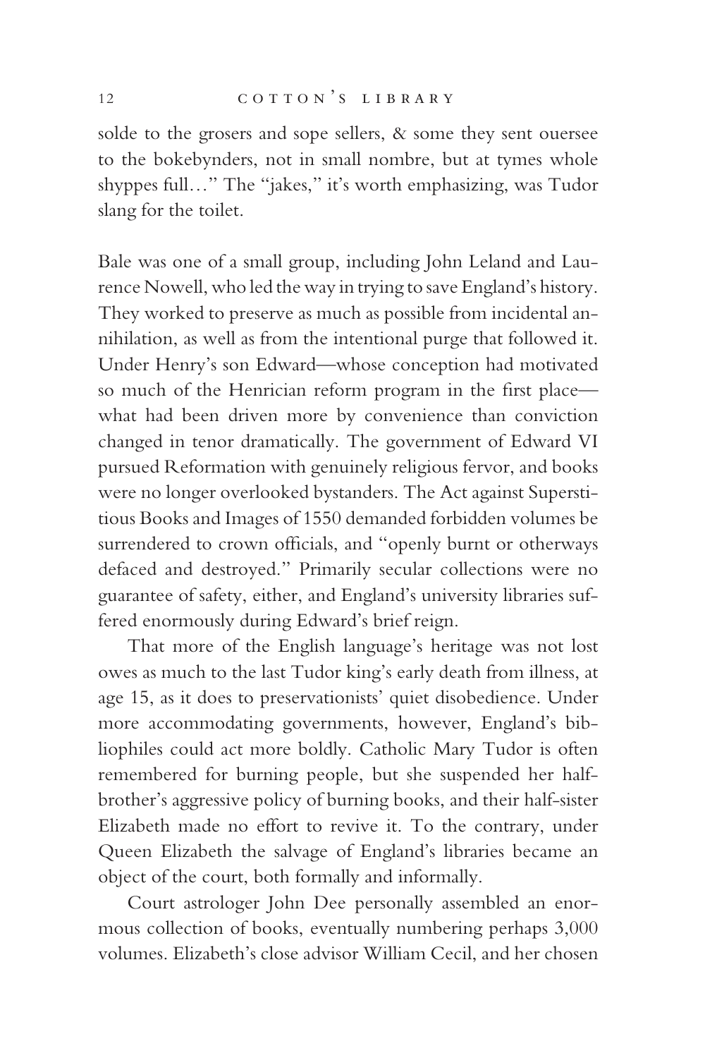solde to the grosers and sope sellers, & some they sent ouersee to the bokebynders, not in small nombre, but at tymes whole shyppes full…" The "jakes," it's worth emphasizing, was Tudor slang for the toilet.

Bale was one of a small group, including John Leland and Laurence Nowell, who led the way in trying to save England's history. They worked to preserve as much as possible from incidental annihilation, as well as from the intentional purge that followed it. Under Henry's son Edward—whose conception had motivated so much of the Henrician reform program in the first place—what had been driven more by convenience than conviction changed in tenor dramatically. The government of Edward VI pursued Reformation with genuinely religious fervor, and books were no longer overlooked bystanders. The Act against Superstitious Books and Images of 1550 demanded forbidden volumes be surrendered to crown officials, and "openly burnt or otherways defaced and destroyed." Primarily secular collections were no guarantee of safety, either, and England's university libraries suffered enormously during Edward's brief reign.

That more of the English language's heritage was not lost owes as much to the last Tudor king's early death from illness, at age 15, as it does to preservationists' quiet disobedience. Under more accommodating governments, however, England's bibliophiles could act more boldly. Catholic Mary Tudor is often remembered for burning people, but she suspended her half-brother's aggressive policy of burning books, and their half-sister Elizabeth made no effort to revive it. To the contrary, under Queen Elizabeth the salvage of England's libraries became an object of the court, both formally and informally.

Court astrologer John Dee personally assembled an enormous collection of books, eventually numbering perhaps 3,000 volumes. Elizabeth's close advisor William Cecil, and her chosen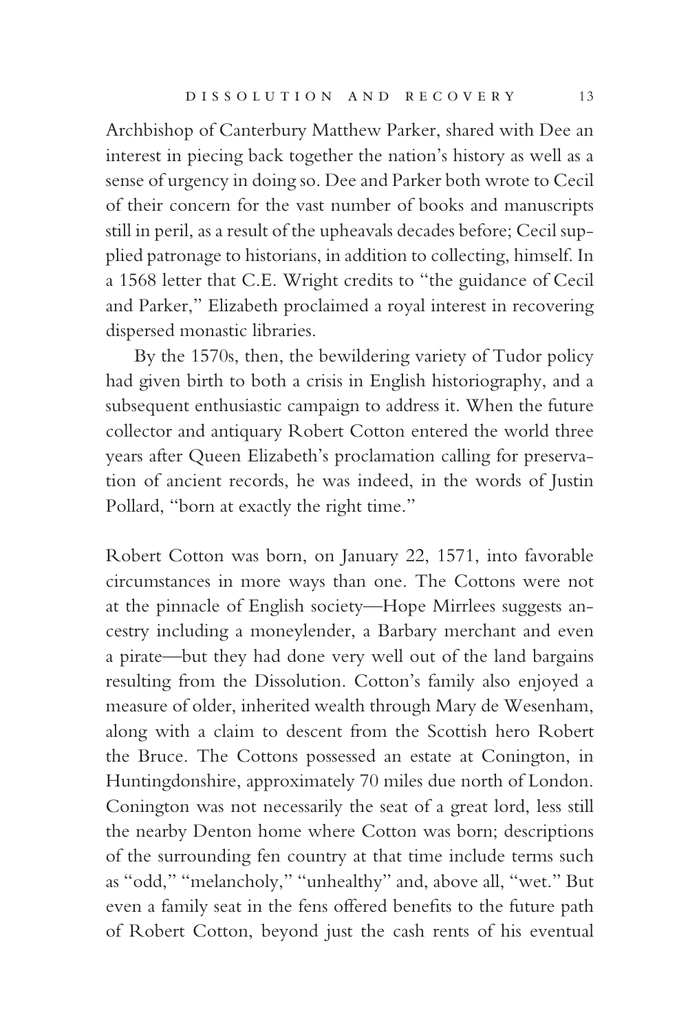Archbishop of Canterbury Matthew Parker, shared with Dee an interest in piecing back together the nation's history as well as a sense of urgency in doing so. Dee and Parker both wrote to Cecil of their concern for the vast number of books and manuscripts still in peril, as a result of the upheavals decades before; Cecil supplied patronage to historians, in addition to collecting, himself. In a 1568 letter that C.E. Wright credits to "the guidance of Cecil and Parker," Elizabeth proclaimed a royal interest in recovering dispersed monastic libraries.

By the 1570s, then, the bewildering variety of Tudor policy had given birth to both a crisis in English historiography, and a subsequent enthusiastic campaign to address it. When the future collector and antiquary Robert Cotton entered the world three years after Queen Elizabeth's proclamation calling for preservation of ancient records, he was indeed, in the words of Justin Pollard, "born at exactly the right time."

Robert Cotton was born, on January 22, 1571, into favorable circumstances in more ways than one. The Cottons were not at the pinnacle of English society—Hope Mirrlees suggests ancestry including a moneylender, a Barbary merchant and even a pirate—but they had done very well out of the land bargains resulting from the Dissolution. Cotton's family also enjoyed a measure of older, inherited wealth through Mary de Wesenham, along with a claim to descent from the Scottish hero Robert the Bruce. The Cottons possessed an estate at Conington, in Huntingdonshire, approximately 70 miles due north of London. Conington was not necessarily the seat of a great lord, less still the nearby Denton home where Cotton was born; descriptions of the surrounding fen country at that time include terms such as "odd," "melancholy," "unhealthy" and, above all, "wet." But even a family seat in the fens offered benefits to the future path of Robert Cotton, beyond just the cash rents of his eventual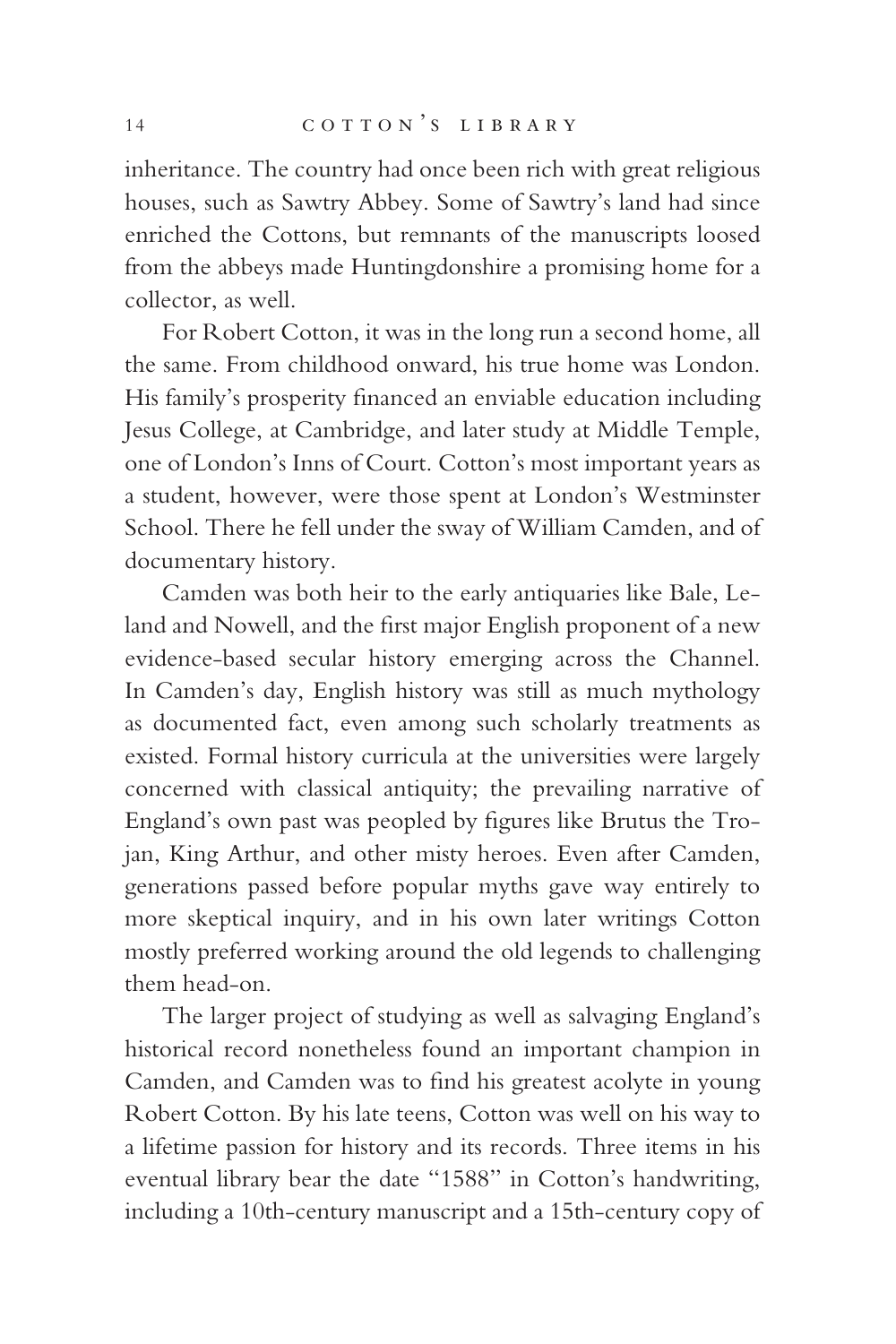inheritance. The country had once been rich with great religious houses, such as Sawtry Abbey. Some of Sawtry's land had since enriched the Cottons, but remnants of the manuscripts loosed from the abbeys made Huntingdonshire a promising home for a collector, as well.

For Robert Cotton, it was in the long run a second home, all the same. From childhood onward, his true home was London. His family's prosperity financed an enviable education including Jesus College, at Cambridge, and later study at Middle Temple, one of London's Inns of Court. Cotton's most important years as a student, however, were those spent at London's Westminster School. There he fell under the sway of William Camden, and of documentary history.

Camden was both heir to the early antiquaries like Bale, Leland and Nowell, and the first major English proponent of a new evidence-based secular history emerging across the Channel. In Camden's day, English history was still as much mythology as documented fact, even among such scholarly treatments as existed. Formal history curricula at the universities were largely concerned with classical antiquity; the prevailing narrative of England's own past was peopled by figures like Brutus the Trojan, King Arthur, and other misty heroes. Even after Camden, generations passed before popular myths gave way entirely to more skeptical inquiry, and in his own later writings Cotton mostly preferred working around the old legends to challenging them head-on.

The larger project of studying as well as salvaging England's historical record nonetheless found an important champion in Camden, and Camden was to find his greatest acolyte in young Robert Cotton. By his late teens, Cotton was well on his way to a lifetime passion for history and its records. Three items in his eventual library bear the date "1588" in Cotton's handwriting, including a 10th-century manuscript and a 15th-century copy of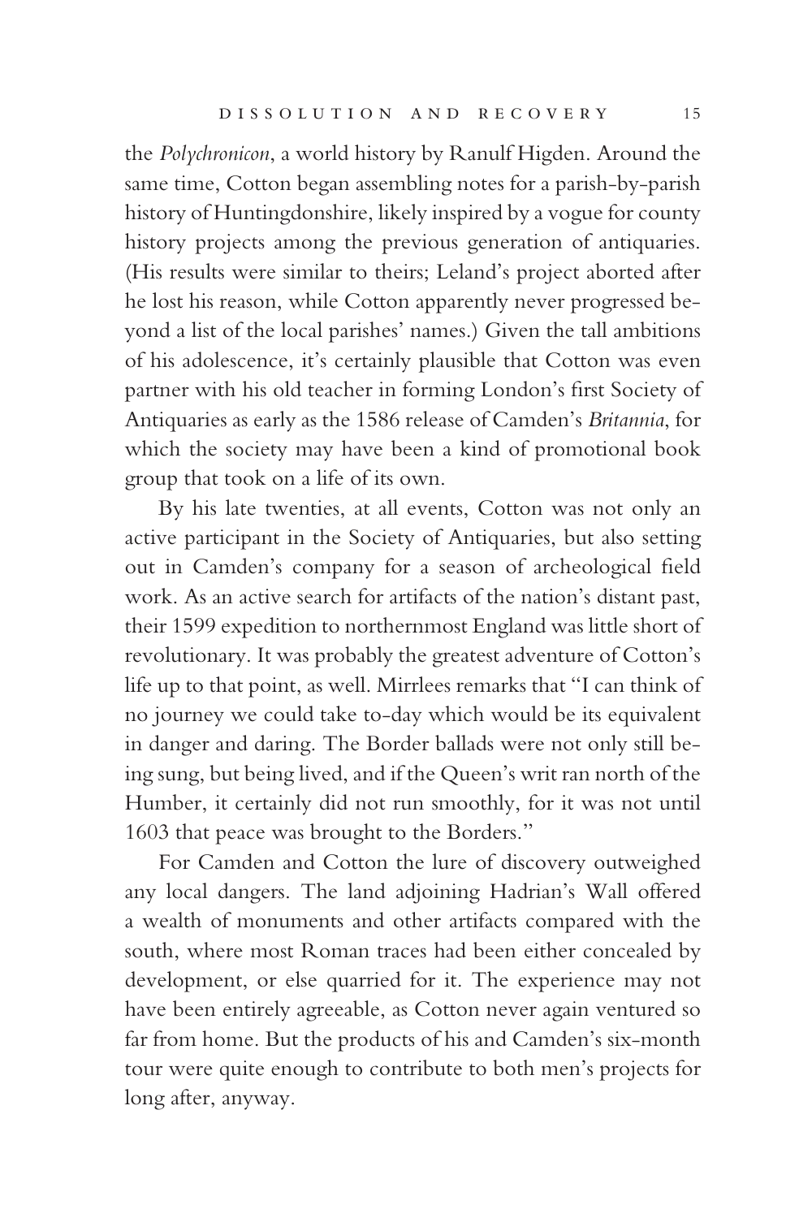the *Polychronicon*, a world history by Ranulf Higden. Around the same time, Cotton began assembling notes for a parish-by-parish history of Huntingdonshire, likely inspired by a vogue for county history projects among the previous generation of antiquaries. (His results were similar to theirs; Leland's project aborted after he lost his reason, while Cotton apparently never progressed beyond a list of the local parishes' names.) Given the tall ambitions of his adolescence, it's certainly plausible that Cotton was even partner with his old teacher in forming London's first Society of Antiquaries as early as the 1586 release of Camden's *Britannia*, for which the society may have been a kind of promotional book group that took on a life of its own.

By his late twenties, at all events, Cotton was not only an active participant in the Society of Antiquaries, but also setting out in Camden's company for a season of archeological field work. As an active search for artifacts of the nation's distant past, their 1599 expedition to northernmost England was little short of revolutionary. It was probably the greatest adventure of Cotton's life up to that point, as well. Mirrlees remarks that "I can think of no journey we could take to-day which would be its equivalent in danger and daring. The Border ballads were not only still being sung, but being lived, and if the Queen's writ ran north of the Humber, it certainly did not run smoothly, for it was not until 1603 that peace was brought to the Borders."

For Camden and Cotton the lure of discovery outweighed any local dangers. The land adjoining Hadrian's Wall offered a wealth of monuments and other artifacts compared with the south, where most Roman traces had been either concealed by development, or else quarried for it. The experience may not have been entirely agreeable, as Cotton never again ventured so far from home. But the products of his and Camden's six-month tour were quite enough to contribute to both men's projects for long after, anyway.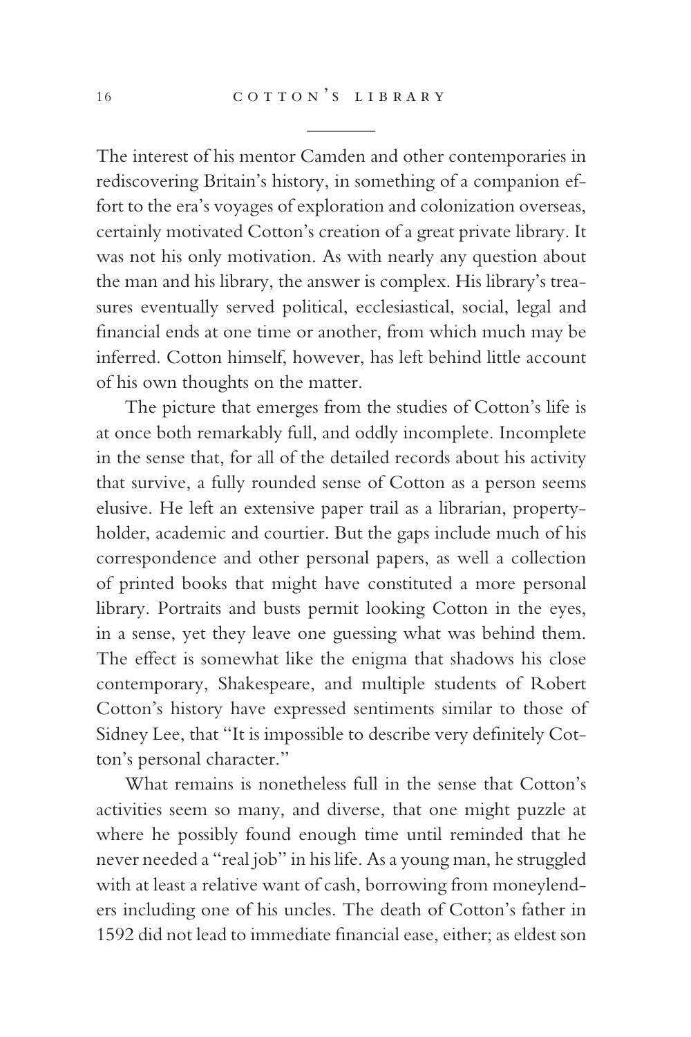The interest of his mentor Camden and other contemporaries in rediscovering Britain's history, in something of a companion effort to the era's voyages of exploration and colonization overseas, certainly motivated Cotton's creation of a great private library. It was not his only motivation. As with nearly any question about the man and his library, the answer is complex. His library's treasures eventually served political, ecclesiastical, social, legal and financial ends at one time or another, from which much may be inferred. Cotton himself, however, has left behind little account of his own thoughts on the matter.

The picture that emerges from the studies of Cotton's life is at once both remarkably full, and oddly incomplete. Incomplete in the sense that, for all of the detailed records about his activity that survive, a fully rounded sense of Cotton as a person seems elusive. He left an extensive paper trail as a librarian, property-holder, academic and courtier. But the gaps include much of his correspondence and other personal papers, as well a collection of printed books that might have constituted a more personal library. Portraits and busts permit looking Cotton in the eyes, in a sense, yet they leave one guessing what was behind them. The effect is somewhat like the enigma that shadows his close contemporary, Shakespeare, and multiple students of Robert Cotton's history have expressed sentiments similar to those of Sidney Lee, that "It is impossible to describe very definitely Cotton's personal character."

What remains is nonetheless full in the sense that Cotton's activities seem so many, and diverse, that one might puzzle at where he possibly found enough time until reminded that he never needed a "real job" in his life. As a young man, he struggled with at least a relative want of cash, borrowing from moneylenders including one of his uncles. The death of Cotton's father in 1592 did not lead to immediate financial ease, either; as eldest son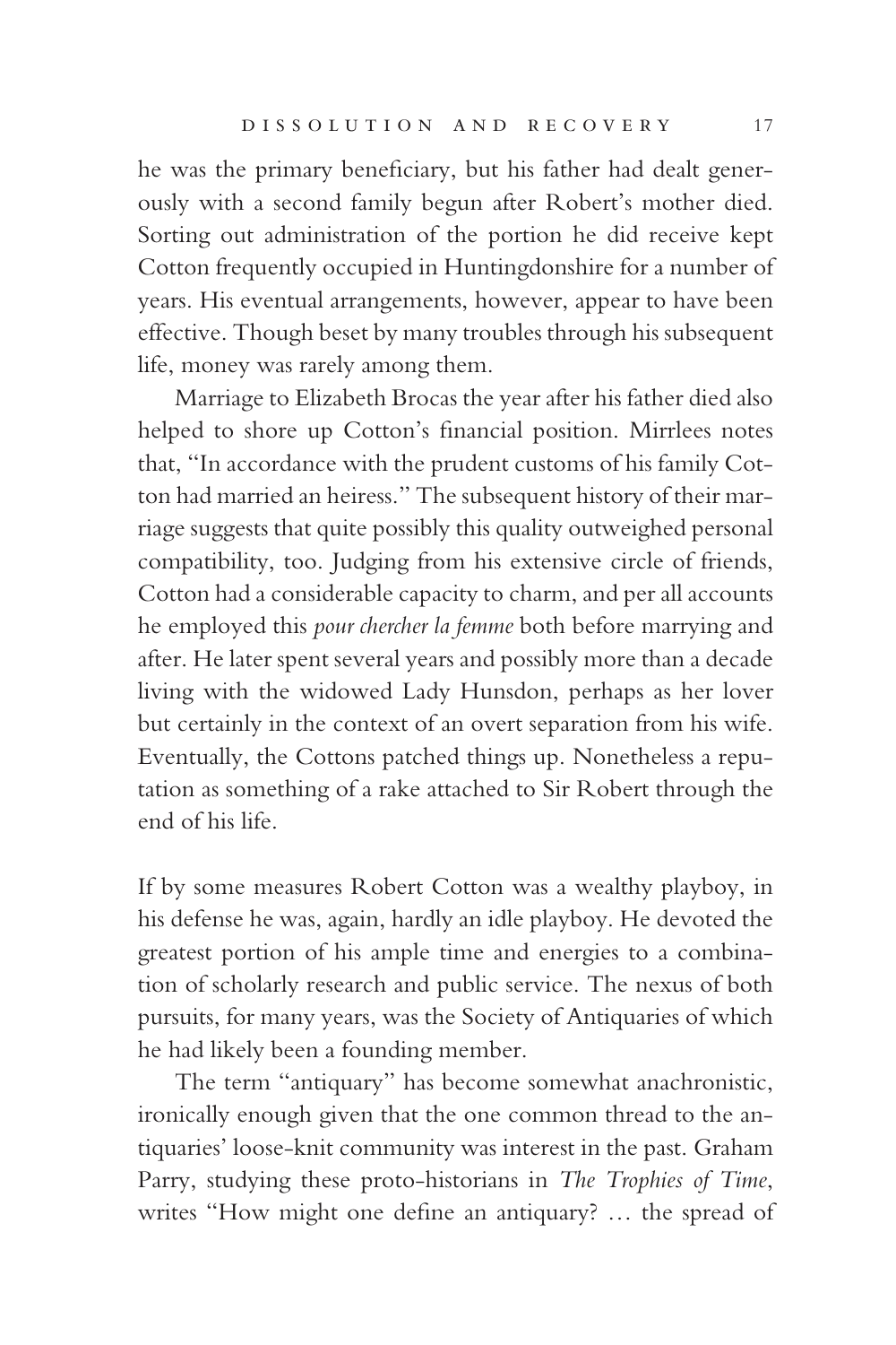he was the primary beneficiary, but his father had dealt generously with a second family begun after Robert's mother died. Sorting out administration of the portion he did receive kept Cotton frequently occupied in Huntingdonshire for a number of years. His eventual arrangements, however, appear to have been effective. Though beset by many troubles through his subsequent life, money was rarely among them.

Marriage to Elizabeth Brocas the year after his father died also helped to shore up Cotton's financial position. Mirrlees notes that, "In accordance with the prudent customs of his family Cotton had married an heiress." The subsequent history of their marriage suggests that quite possibly this quality outweighed personal compatibility, too. Judging from his extensive circle of friends, Cotton had a considerable capacity to charm, and per all accounts he employed this *pour chercher la femme* both before marrying and after. He later spent several years and possibly more than a decade living with the widowed Lady Hunsdon, perhaps as her lover but certainly in the context of an overt separation from his wife. Eventually, the Cottons patched things up. Nonetheless a reputation as something of a rake attached to Sir Robert through the end of his life.

If by some measures Robert Cotton was a wealthy playboy, in his defense he was, again, hardly an idle playboy. He devoted the greatest portion of his ample time and energies to a combination of scholarly research and public service. The nexus of both pursuits, for many years, was the Society of Antiquaries of which he had likely been a founding member.

The term "antiquary" has become somewhat anachronistic, ironically enough given that the one common thread to the antiquaries' loose-knit community was interest in the past. Graham Parry, studying these proto-historians in *The Trophies of Time*, writes "How might one define an antiquary? … the spread of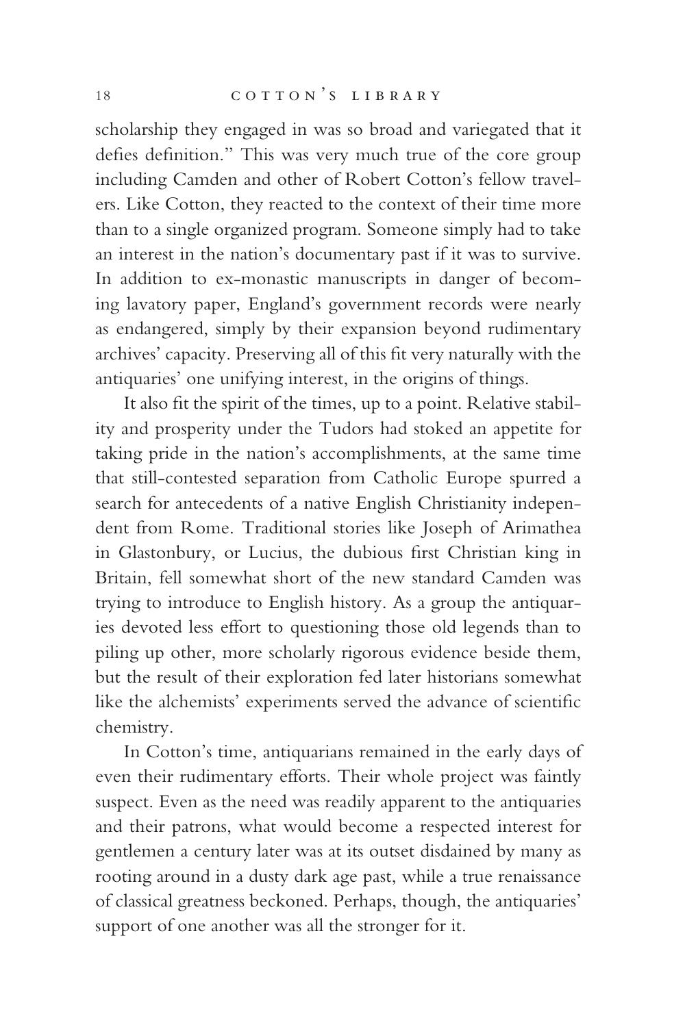scholarship they engaged in was so broad and variegated that it defies definition." This was very much true of the core group including Camden and other of Robert Cotton's fellow travelers. Like Cotton, they reacted to the context of their time more than to a single organized program. Someone simply had to take an interest in the nation's documentary past if it was to survive. In addition to ex-monastic manuscripts in danger of becoming lavatory paper, England's government records were nearly as endangered, simply by their expansion beyond rudimentary archives' capacity. Preserving all of this fit very naturally with the antiquaries' one unifying interest, in the origins of things.

It also fit the spirit of the times, up to a point. Relative stability and prosperity under the Tudors had stoked an appetite for taking pride in the nation's accomplishments, at the same time that still-contested separation from Catholic Europe spurred a search for antecedents of a native English Christianity independent from Rome. Traditional stories like Joseph of Arimathea in Glastonbury, or Lucius, the dubious first Christian king in Britain, fell somewhat short of the new standard Camden was trying to introduce to English history. As a group the antiquaries devoted less effort to questioning those old legends than to piling up other, more scholarly rigorous evidence beside them, but the result of their exploration fed later historians somewhat like the alchemists' experiments served the advance of scientific chemistry.

In Cotton's time, antiquarians remained in the early days of even their rudimentary efforts. Their whole project was faintly suspect. Even as the need was readily apparent to the antiquaries and their patrons, what would become a respected interest for gentlemen a century later was at its outset disdained by many as rooting around in a dusty dark age past, while a true renaissance of classical greatness beckoned. Perhaps, though, the antiquaries' support of one another was all the stronger for it.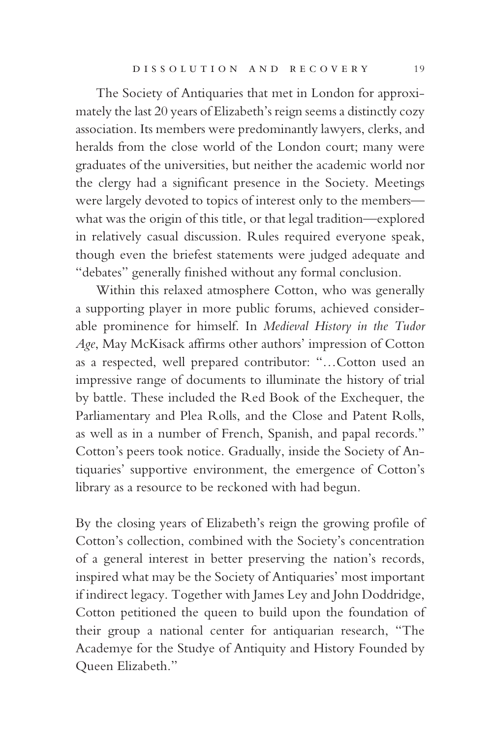The Society of Antiquaries that met in London for approximately the last 20 years of Elizabeth's reign seems a distinctly cozy association. Its members were predominantly lawyers, clerks, and heralds from the close world of the London court; many were graduates of the universities, but neither the academic world nor the clergy had a significant presence in the Society. Meetings were largely devoted to topics of interest only to the members—what was the origin of this title, or that legal tradition—explored in relatively casual discussion. Rules required everyone speak, though even the briefest statements were judged adequate and "debates" generally finished without any formal conclusion.

Within this relaxed atmosphere Cotton, who was generally a supporting player in more public forums, achieved considerable prominence for himself. In *Medieval History in the Tudor Age*, May McKisack affirms other authors' impression of Cotton as a respected, well prepared contributor: "…Cotton used an impressive range of documents to illuminate the history of trial by battle. These included the Red Book of the Exchequer, the Parliamentary and Plea Rolls, and the Close and Patent Rolls, as well as in a number of French, Spanish, and papal records." Cotton's peers took notice. Gradually, inside the Society of Antiquaries' supportive environment, the emergence of Cotton's library as a resource to be reckoned with had begun.

By the closing years of Elizabeth's reign the growing profile of Cotton's collection, combined with the Society's concentration of a general interest in better preserving the nation's records, inspired what may be the Society of Antiquaries' most important if indirect legacy. Together with James Ley and John Doddridge, Cotton petitioned the queen to build upon the foundation of their group a national center for antiquarian research, "The Academye for the Studye of Antiquity and History Founded by Queen Elizabeth."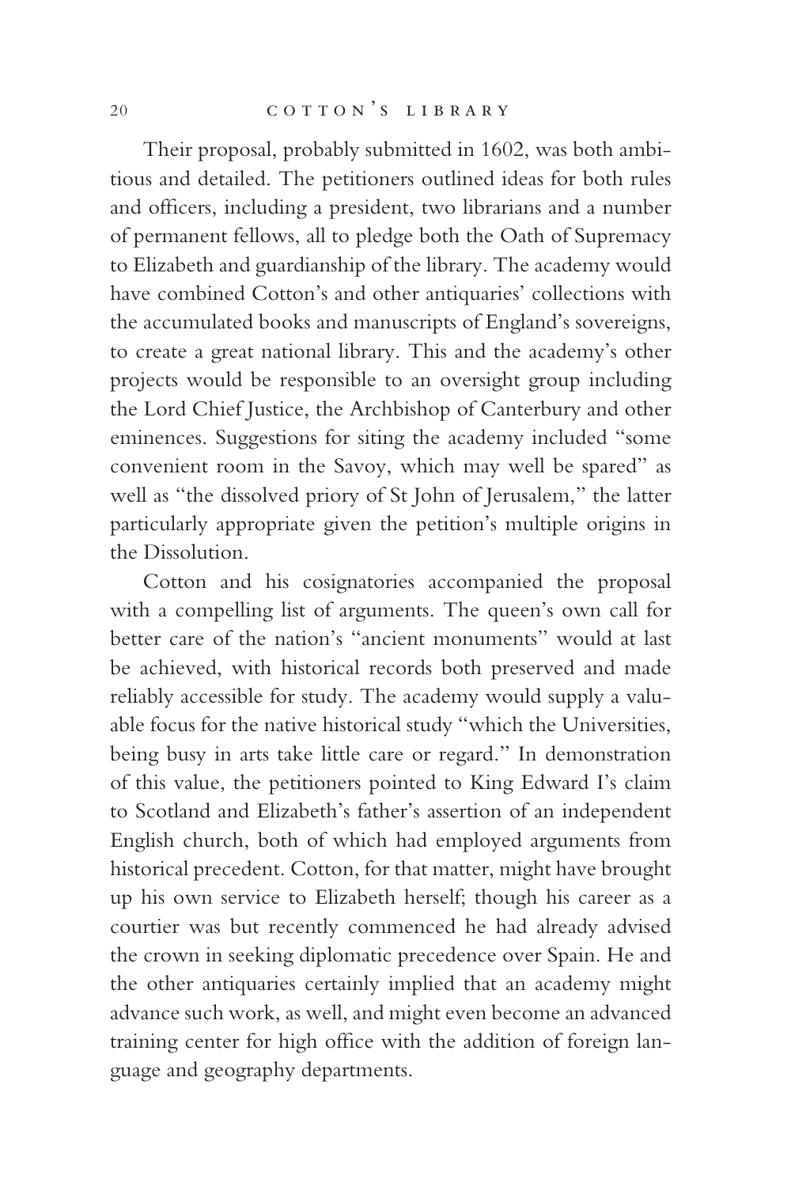Their proposal, probably submitted in 1602, was both ambitious and detailed. The petitioners outlined ideas for both rules and officers, including a president, two librarians and a number of permanent fellows, all to pledge both the Oath of Supremacy to Elizabeth and guardianship of the library. The academy would have combined Cotton's and other antiquaries' collections with the accumulated books and manuscripts of England's sovereigns, to create a great national library. This and the academy's other projects would be responsible to an oversight group including the Lord Chief Justice, the Archbishop of Canterbury and other eminences. Suggestions for siting the academy included "some convenient room in the Savoy, which may well be spared" as well as "the dissolved priory of St John of Jerusalem," the latter particularly appropriate given the petition's multiple origins in the Dissolution.

Cotton and his cosignatories accompanied the proposal with a compelling list of arguments. The queen's own call for better care of the nation's "ancient monuments" would at last be achieved, with historical records both preserved and made reliably accessible for study. The academy would supply a valuable focus for the native historical study "which the Universities, being busy in arts take little care or regard." In demonstration of this value, the petitioners pointed to King Edward I's claim to Scotland and Elizabeth's father's assertion of an independent English church, both of which had employed arguments from historical precedent. Cotton, for that matter, might have brought up his own service to Elizabeth herself; though his career as a courtier was but recently commenced he had already advised the crown in seeking diplomatic precedence over Spain. He and the other antiquaries certainly implied that an academy might advance such work, as well, and might even become an advanced training center for high office with the addition of foreign language and geography departments.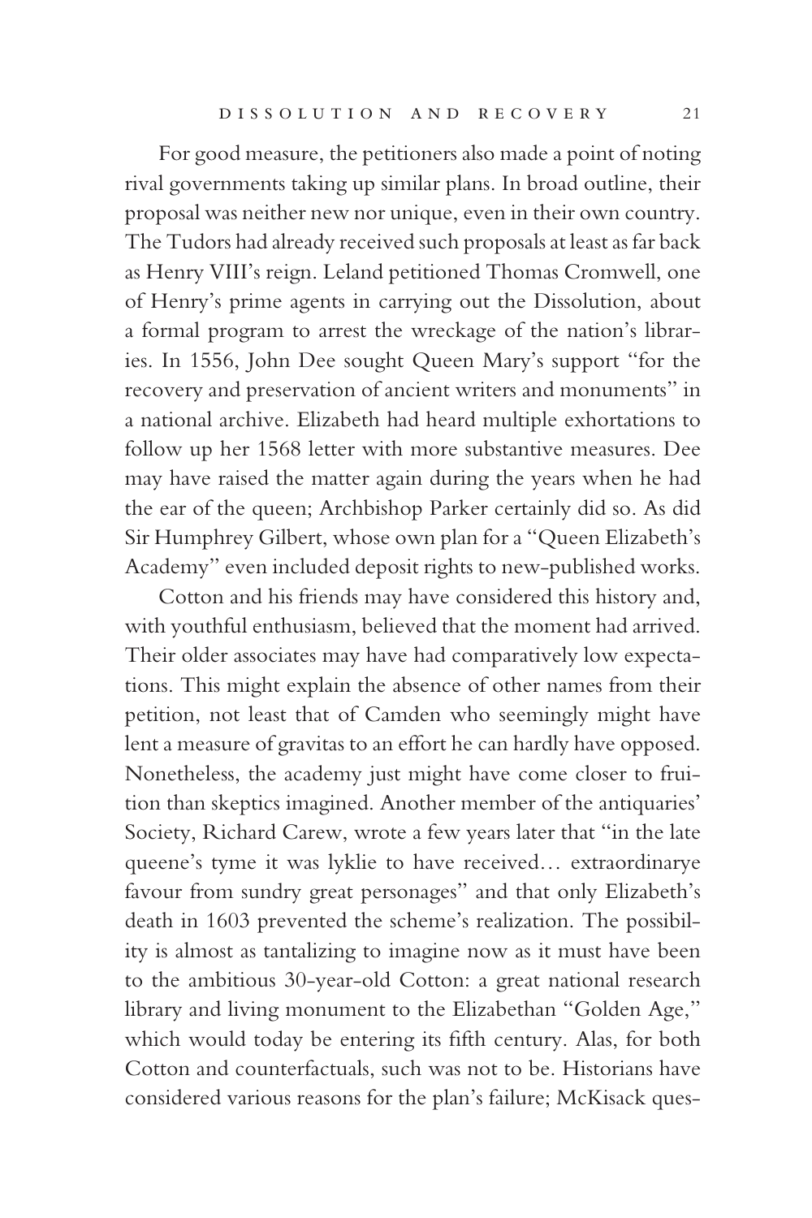For good measure, the petitioners also made a point of noting rival governments taking up similar plans. In broad outline, their proposal was neither new nor unique, even in their own country. The Tudors had already received such proposals at least as far back as Henry VIII's reign. Leland petitioned Thomas Cromwell, one of Henry's prime agents in carrying out the Dissolution, about a formal program to arrest the wreckage of the nation's libraries. In 1556, John Dee sought Queen Mary's support "for the recovery and preservation of ancient writers and monuments" in a national archive. Elizabeth had heard multiple exhortations to follow up her 1568 letter with more substantive measures. Dee may have raised the matter again during the years when he had the ear of the queen; Archbishop Parker certainly did so. As did Sir Humphrey Gilbert, whose own plan for a "Queen Elizabeth's Academy" even included deposit rights to new-published works.

Cotton and his friends may have considered this history and, with youthful enthusiasm, believed that the moment had arrived. Their older associates may have had comparatively low expectations. This might explain the absence of other names from their petition, not least that of Camden who seemingly might have lent a measure of gravitas to an effort he can hardly have opposed. Nonetheless, the academy just might have come closer to fruition than skeptics imagined. Another member of the antiquaries' Society, Richard Carew, wrote a few years later that "in the late queene's tyme it was lyklie to have received… extraordinarye favour from sundry great personages" and that only Elizabeth's death in 1603 prevented the scheme's realization. The possibility is almost as tantalizing to imagine now as it must have been to the ambitious 30-year-old Cotton: a great national research library and living monument to the Elizabethan "Golden Age," which would today be entering its fifth century. Alas, for both Cotton and counterfactuals, such was not to be. Historians have considered various reasons for the plan's failure; McKisack ques-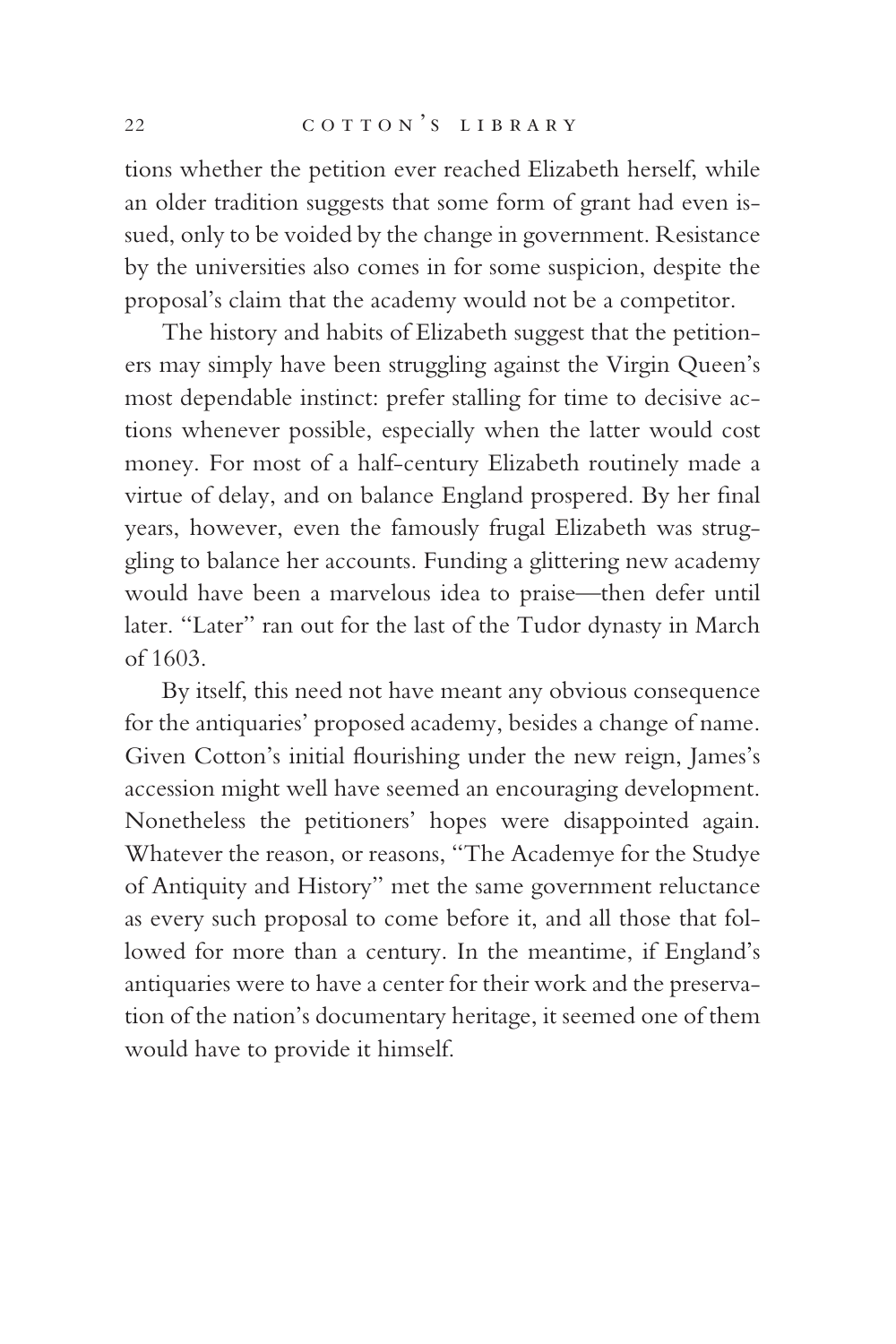tions whether the petition ever reached Elizabeth herself, while an older tradition suggests that some form of grant had even issued, only to be voided by the change in government. Resistance by the universities also comes in for some suspicion, despite the proposal's claim that the academy would not be a competitor.

The history and habits of Elizabeth suggest that the petitioners may simply have been struggling against the Virgin Queen's most dependable instinct: prefer stalling for time to decisive actions whenever possible, especially when the latter would cost money. For most of a half-century Elizabeth routinely made a virtue of delay, and on balance England prospered. By her final years, however, even the famously frugal Elizabeth was struggling to balance her accounts. Funding a glittering new academy would have been a marvelous idea to praise—then defer until later. "Later" ran out for the last of the Tudor dynasty in March of 1603.

By itself, this need not have meant any obvious consequence for the antiquaries' proposed academy, besides a change of name. Given Cotton's initial flourishing under the new reign, James's accession might well have seemed an encouraging development. Nonetheless the petitioners' hopes were disappointed again. Whatever the reason, or reasons, "The Academye for the Studye of Antiquity and History" met the same government reluctance as every such proposal to come before it, and all those that followed for more than a century. In the meantime, if England's antiquaries were to have a center for their work and the preservation of the nation's documentary heritage, it seemed one of them would have to provide it himself.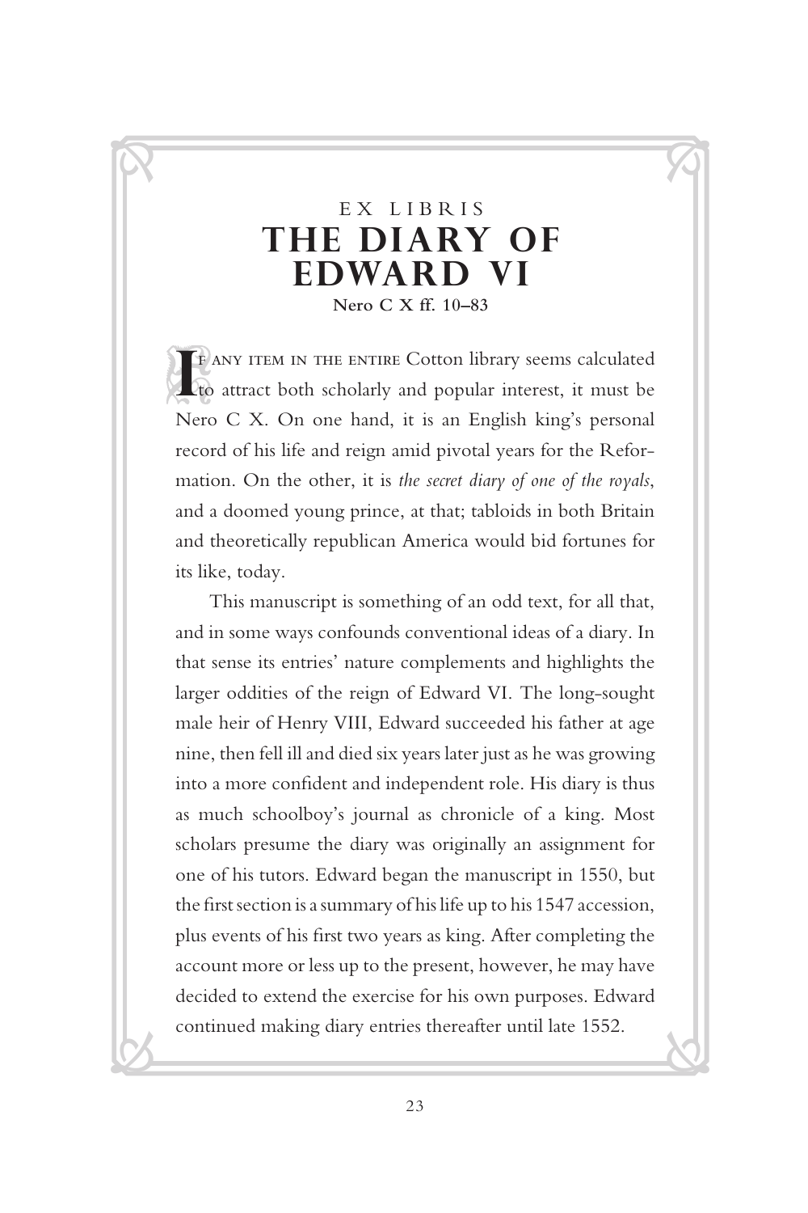EX LIBRIS

# THE DIARY OF EDWARD VI

**Nero C X ff. 10–83**

If any item in the entire Cotton library seems calculated to attract both scholarly and popular interest, it must be Nero C X. On one hand, it is an English king's personal record of his life and reign amid pivotal years for the Reformation. On the other, it is *the secret diary of one of the royals*, and a doomed young prince, at that; tabloids in both Britain and theoretically republican America would bid fortunes for its like, today.

This manuscript is something of an odd text, for all that, and in some ways confounds conventional ideas of a diary. In that sense its entries' nature complements and highlights the larger oddities of the reign of Edward VI. The long-sought male heir of Henry VIII, Edward succeeded his father at age nine, then fell ill and died six years later just as he was growing into a more confident and independent role. His diary is thus as much schoolboy's journal as chronicle of a king. Most scholars presume the diary was originally an assignment for one of his tutors. Edward began the manuscript in 1550, but the first section is a summary of his life up to his 1547 accession, plus events of his first two years as king. After completing the account more or less up to the present, however, he may have decided to extend the exercise for his own purposes. Edward continued making diary entries thereafter until late 1552.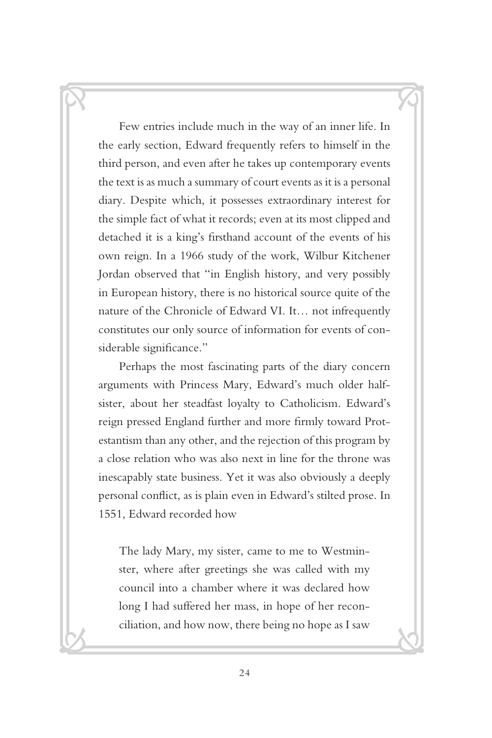Few entries include much in the way of an inner life. In the early section, Edward frequently refers to himself in the third person, and even after he takes up contemporary events the text is as much a summary of court events as it is a personal diary. Despite which, it possesses extraordinary interest for the simple fact of what it records; even at its most clipped and detached it is a king's firsthand account of the events of his own reign. In a 1966 study of the work, Wilbur Kitchener Jordan observed that "in English history, and very possibly in European history, there is no historical source quite of the nature of the Chronicle of Edward VI. It… not infrequently constitutes our only source of information for events of considerable significance."

Perhaps the most fascinating parts of the diary concern arguments with Princess Mary, Edward's much older half-sister, about her steadfast loyalty to Catholicism. Edward's reign pressed England further and more firmly toward Protestantism than any other, and the rejection of this program by a close relation who was also next in line for the throne was inescapably state business. Yet it was also obviously a deeply personal conflict, as is plain even in Edward's stilted prose. In 1551, Edward recorded how

> The lady Mary, my sister, came to me to Westminster, where after greetings she was called with my council into a chamber where it was declared how long I had suffered her mass, in hope of her reconciliation, and how now, there being no hope as I saw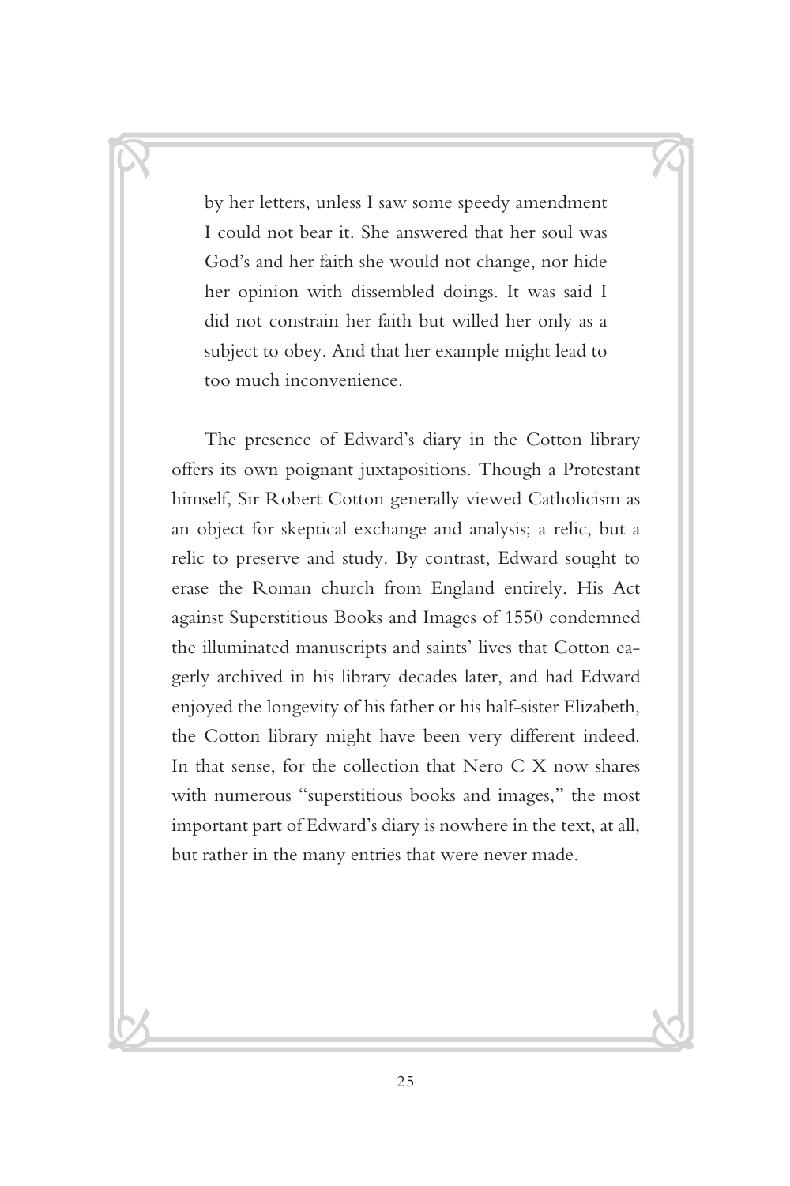> by her letters, unless I saw some speedy amendment I could not bear it. She answered that her soul was God's and her faith she would not change, nor hide her opinion with dissembled doings. It was said I did not constrain her faith but willed her only as a subject to obey. And that her example might lead to too much inconvenience.

The presence of Edward's diary in the Cotton library offers its own poignant juxtapositions. Though a Protestant himself, Sir Robert Cotton generally viewed Catholicism as an object for skeptical exchange and analysis; a relic, but a relic to preserve and study. By contrast, Edward sought to erase the Roman church from England entirely. His Act against Superstitious Books and Images of 1550 condemned the illuminated manuscripts and saints' lives that Cotton eagerly archived in his library decades later, and had Edward enjoyed the longevity of his father or his half-sister Elizabeth, the Cotton library might have been very different indeed. In that sense, for the collection that Nero C X now shares with numerous "superstitious books and images," the most important part of Edward's diary is nowhere in the text, at all, but rather in the many entries that were never made.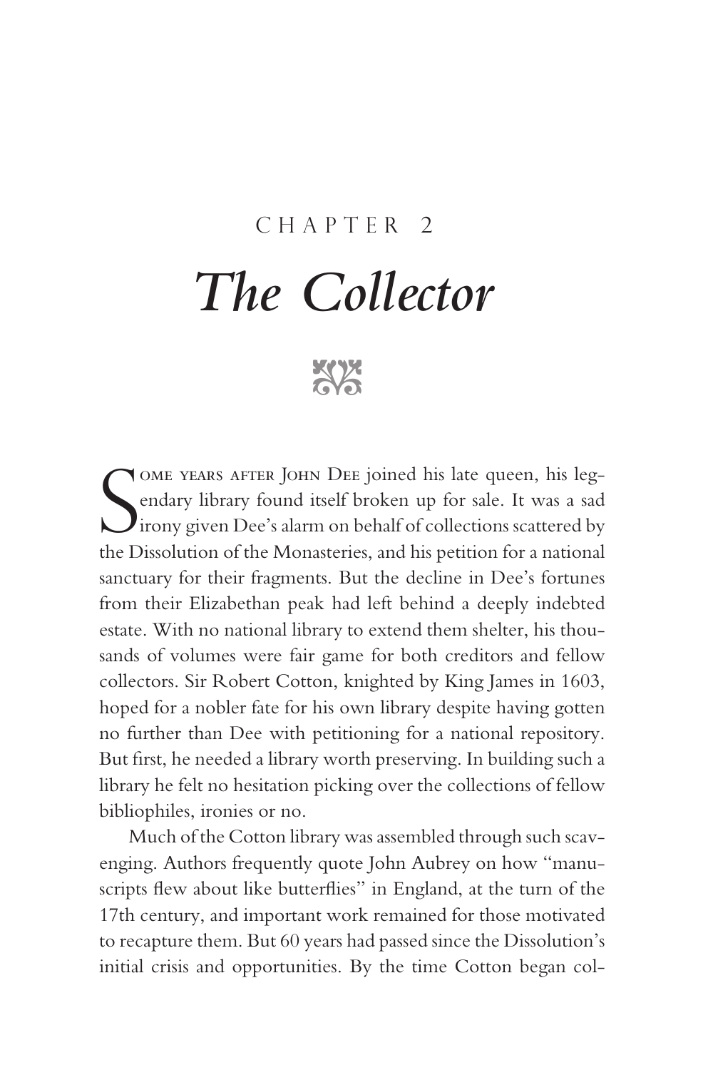# CHAPTER 2

# *The Collector*

Some years after John Dee joined his late queen, his legendary library found itself broken up for sale. It was a sad irony given Dee's alarm on behalf of collections scattered by the Dissolution of the Monasteries, and his petition for a national sanctuary for their fragments. But the decline in Dee's fortunes from their Elizabethan peak had left behind a deeply indebted estate. With no national library to extend them shelter, his thousands of volumes were fair game for both creditors and fellow collectors. Sir Robert Cotton, knighted by King James in 1603, hoped for a nobler fate for his own library despite having gotten no further than Dee with petitioning for a national repository. But first, he needed a library worth preserving. In building such a library he felt no hesitation picking over the collections of fellow bibliophiles, ironies or no.

Much of the Cotton library was assembled through such scavenging. Authors frequently quote John Aubrey on how "manuscripts flew about like butterflies" in England, at the turn of the 17th century, and important work remained for those motivated to recapture them. But 60 years had passed since the Dissolution's initial crisis and opportunities. By the time Cotton began col-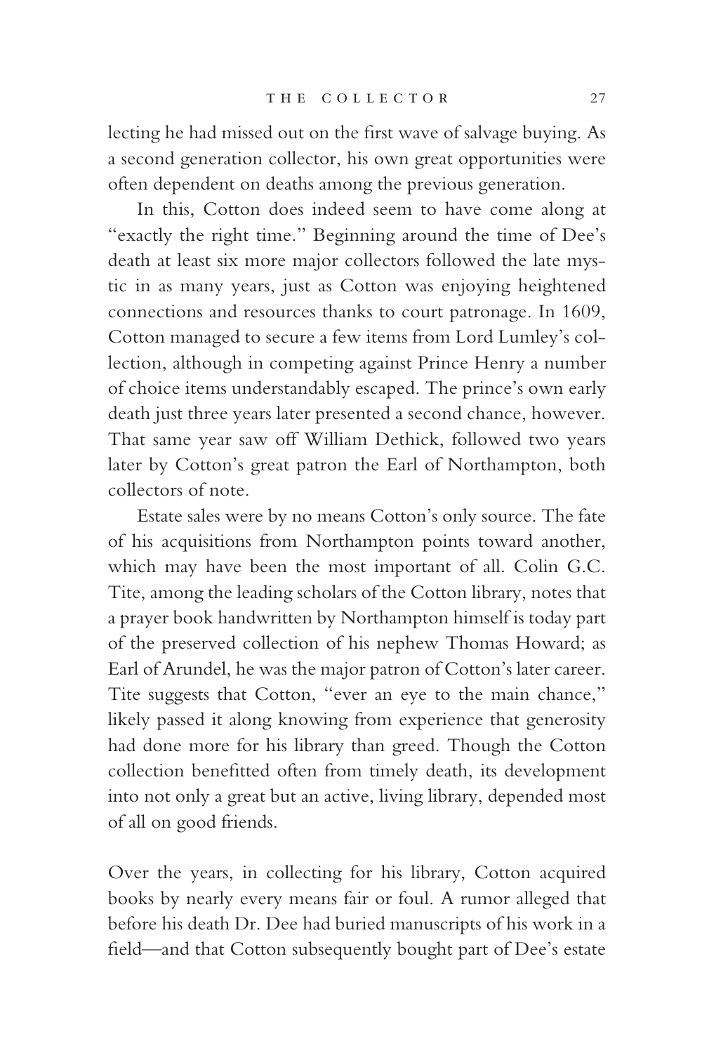lecting he had missed out on the first wave of salvage buying. As a second generation collector, his own great opportunities were often dependent on deaths among the previous generation.

In this, Cotton does indeed seem to have come along at "exactly the right time." Beginning around the time of Dee's death at least six more major collectors followed the late mystic in as many years, just as Cotton was enjoying heightened connections and resources thanks to court patronage. In 1609, Cotton managed to secure a few items from Lord Lumley's collection, although in competing against Prince Henry a number of choice items understandably escaped. The prince's own early death just three years later presented a second chance, however. That same year saw off William Dethick, followed two years later by Cotton's great patron the Earl of Northampton, both collectors of note.

Estate sales were by no means Cotton's only source. The fate of his acquisitions from Northampton points toward another, which may have been the most important of all. Colin G.C. Tite, among the leading scholars of the Cotton library, notes that a prayer book handwritten by Northampton himself is today part of the preserved collection of his nephew Thomas Howard; as Earl of Arundel, he was the major patron of Cotton's later career. Tite suggests that Cotton, "ever an eye to the main chance," likely passed it along knowing from experience that generosity had done more for his library than greed. Though the Cotton collection benefitted often from timely death, its development into not only a great but an active, living library, depended most of all on good friends.

Over the years, in collecting for his library, Cotton acquired books by nearly every means fair or foul. A rumor alleged that before his death Dr. Dee had buried manuscripts of his work in a field—and that Cotton subsequently bought part of Dee's estate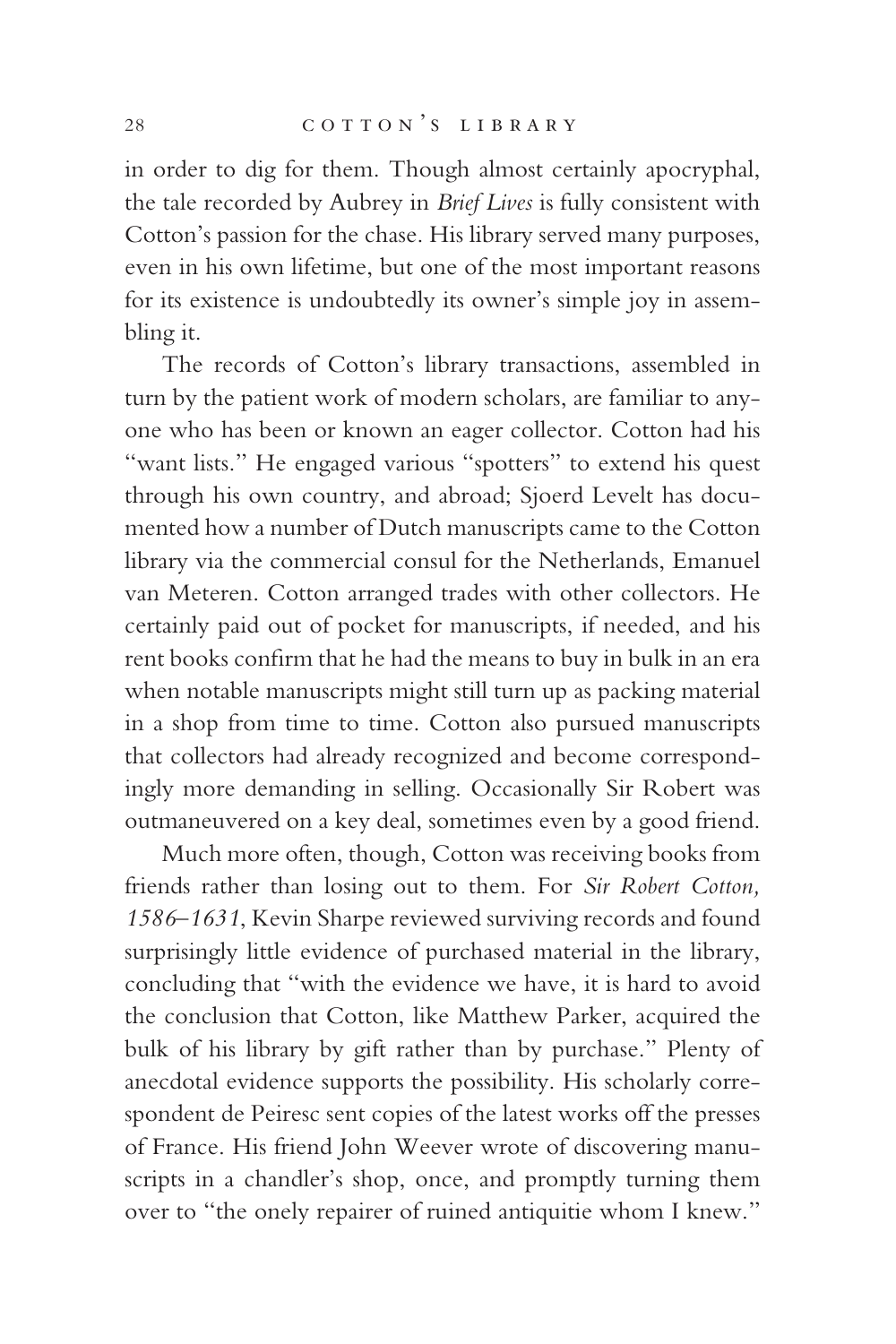in order to dig for them. Though almost certainly apocryphal, the tale recorded by Aubrey in *Brief Lives* is fully consistent with Cotton's passion for the chase. His library served many purposes, even in his own lifetime, but one of the most important reasons for its existence is undoubtedly its owner's simple joy in assembling it.

The records of Cotton's library transactions, assembled in turn by the patient work of modern scholars, are familiar to anyone who has been or known an eager collector. Cotton had his "want lists." He engaged various "spotters" to extend his quest through his own country, and abroad; Sjoerd Levelt has documented how a number of Dutch manuscripts came to the Cotton library via the commercial consul for the Netherlands, Emanuel van Meteren. Cotton arranged trades with other collectors. He certainly paid out of pocket for manuscripts, if needed, and his rent books confirm that he had the means to buy in bulk in an era when notable manuscripts might still turn up as packing material in a shop from time to time. Cotton also pursued manuscripts that collectors had already recognized and become correspondingly more demanding in selling. Occasionally Sir Robert was outmaneuvered on a key deal, sometimes even by a good friend.

Much more often, though, Cotton was receiving books from friends rather than losing out to them. For *Sir Robert Cotton, 1586–1631*, Kevin Sharpe reviewed surviving records and found surprisingly little evidence of purchased material in the library, concluding that "with the evidence we have, it is hard to avoid the conclusion that Cotton, like Matthew Parker, acquired the bulk of his library by gift rather than by purchase." Plenty of anecdotal evidence supports the possibility. His scholarly correspondent de Peiresc sent copies of the latest works off the presses of France. His friend John Weever wrote of discovering manuscripts in a chandler's shop, once, and promptly turning them over to "the onely repairer of ruined antiquitie whom I knew."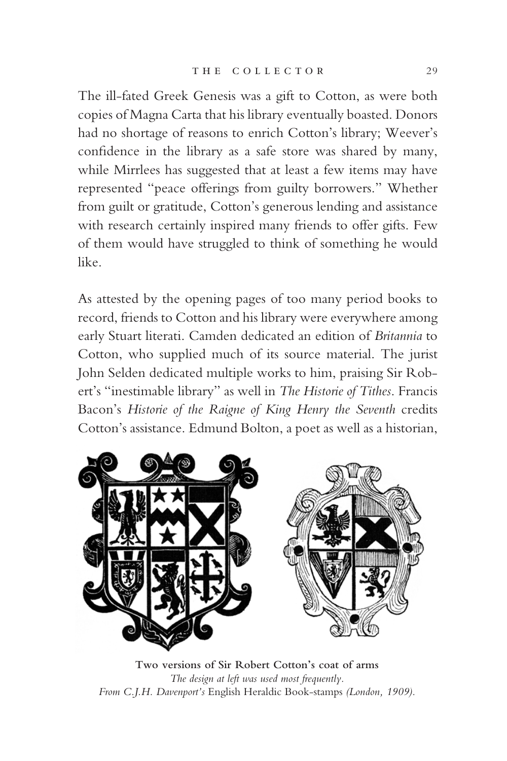The ill-fated Greek Genesis was a gift to Cotton, as were both copies of Magna Carta that his library eventually boasted. Donors had no shortage of reasons to enrich Cotton's library; Weever's confidence in the library as a safe store was shared by many, while Mirrlees has suggested that at least a few items may have represented "peace offerings from guilty borrowers." Whether from guilt or gratitude, Cotton's generous lending and assistance with research certainly inspired many friends to offer gifts. Few of them would have struggled to think of something he would like.

As attested by the opening pages of too many period books to record, friends to Cotton and his library were everywhere among early Stuart literati. Camden dedicated an edition of *Britannia* to Cotton, who supplied much of its source material. The jurist John Selden dedicated multiple works to him, praising Sir Robert's "inestimable library" as well in *The Historie of Tithes*. Francis Bacon's *Historie of the Raigne of King Henry the Seventh* credits Cotton's assistance. Edmund Bolton, a poet as well as a historian,

**Two versions of Sir Robert Cotton's coat of arms**
*The design at left was used most frequently.*
*From C.J.H. Davenport's* English Heraldic Book-stamps *(London, 1909).*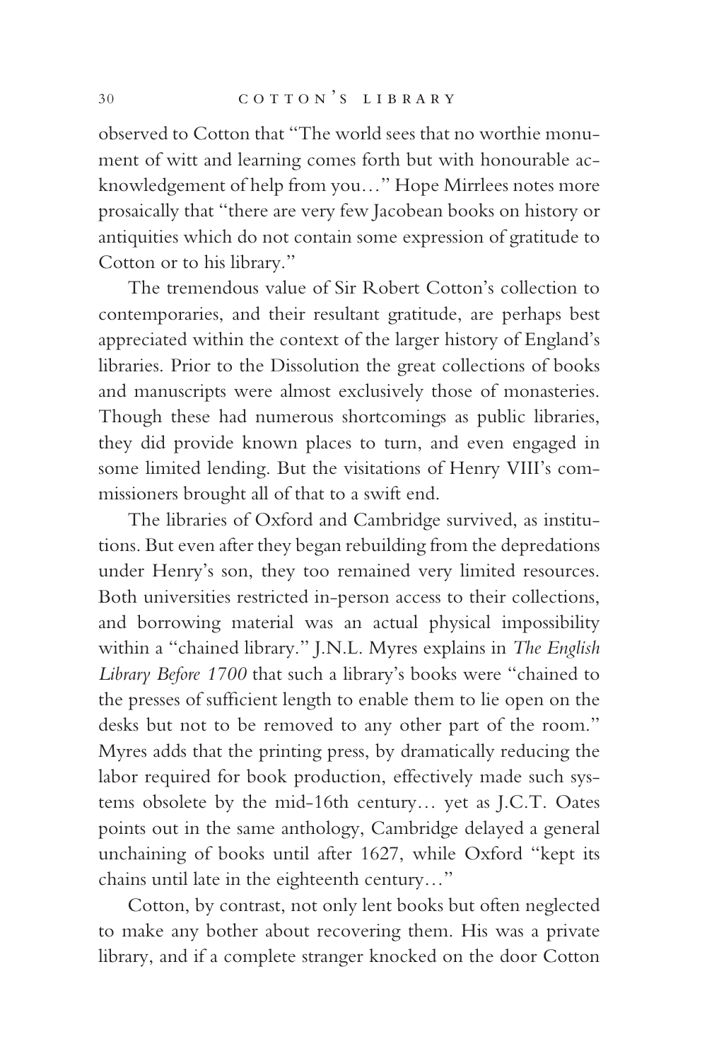observed to Cotton that "The world sees that no worthie monument of witt and learning comes forth but with honourable acknowledgement of help from you…" Hope Mirrlees notes more prosaically that "there are very few Jacobean books on history or antiquities which do not contain some expression of gratitude to Cotton or to his library."

The tremendous value of Sir Robert Cotton's collection to contemporaries, and their resultant gratitude, are perhaps best appreciated within the context of the larger history of England's libraries. Prior to the Dissolution the great collections of books and manuscripts were almost exclusively those of monasteries. Though these had numerous shortcomings as public libraries, they did provide known places to turn, and even engaged in some limited lending. But the visitations of Henry VIII's commissioners brought all of that to a swift end.

The libraries of Oxford and Cambridge survived, as institutions. But even after they began rebuilding from the depredations under Henry's son, they too remained very limited resources. Both universities restricted in-person access to their collections, and borrowing material was an actual physical impossibility within a "chained library." J.N.L. Myres explains in *The English Library Before 1700* that such a library's books were "chained to the presses of sufficient length to enable them to lie open on the desks but not to be removed to any other part of the room." Myres adds that the printing press, by dramatically reducing the labor required for book production, effectively made such systems obsolete by the mid-16th century… yet as J.C.T. Oates points out in the same anthology, Cambridge delayed a general unchaining of books until after 1627, while Oxford "kept its chains until late in the eighteenth century…"

Cotton, by contrast, not only lent books but often neglected to make any bother about recovering them. His was a private library, and if a complete stranger knocked on the door Cotton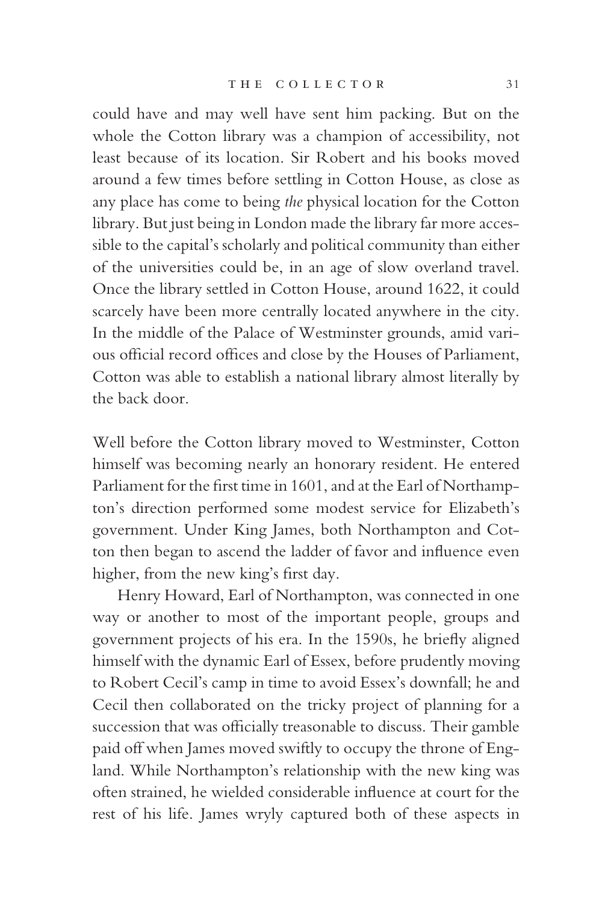could have and may well have sent him packing. But on the whole the Cotton library was a champion of accessibility, not least because of its location. Sir Robert and his books moved around a few times before settling in Cotton House, as close as any place has come to being *the* physical location for the Cotton library. But just being in London made the library far more accessible to the capital's scholarly and political community than either of the universities could be, in an age of slow overland travel. Once the library settled in Cotton House, around 1622, it could scarcely have been more centrally located anywhere in the city. In the middle of the Palace of Westminster grounds, amid various official record offices and close by the Houses of Parliament, Cotton was able to establish a national library almost literally by the back door.

Well before the Cotton library moved to Westminster, Cotton himself was becoming nearly an honorary resident. He entered Parliament for the first time in 1601, and at the Earl of Northampton's direction performed some modest service for Elizabeth's government. Under King James, both Northampton and Cotton then began to ascend the ladder of favor and influence even higher, from the new king's first day.

Henry Howard, Earl of Northampton, was connected in one way or another to most of the important people, groups and government projects of his era. In the 1590s, he briefly aligned himself with the dynamic Earl of Essex, before prudently moving to Robert Cecil's camp in time to avoid Essex's downfall; he and Cecil then collaborated on the tricky project of planning for a succession that was officially treasonable to discuss. Their gamble paid off when James moved swiftly to occupy the throne of England. While Northampton's relationship with the new king was often strained, he wielded considerable influence at court for the rest of his life. James wryly captured both of these aspects in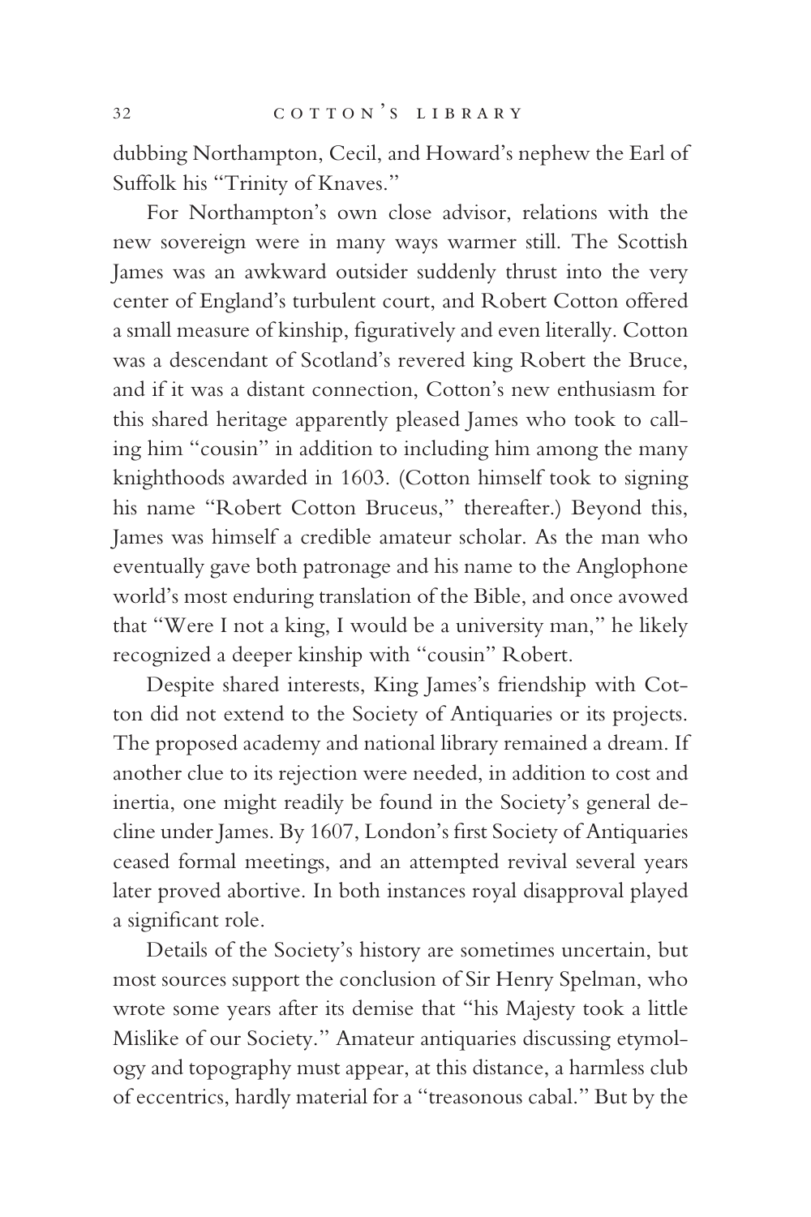dubbing Northampton, Cecil, and Howard's nephew the Earl of Suffolk his "Trinity of Knaves."

For Northampton's own close advisor, relations with the new sovereign were in many ways warmer still. The Scottish James was an awkward outsider suddenly thrust into the very center of England's turbulent court, and Robert Cotton offered a small measure of kinship, figuratively and even literally. Cotton was a descendant of Scotland's revered king Robert the Bruce, and if it was a distant connection, Cotton's new enthusiasm for this shared heritage apparently pleased James who took to calling him "cousin" in addition to including him among the many knighthoods awarded in 1603. (Cotton himself took to signing his name "Robert Cotton Bruceus," thereafter.) Beyond this, James was himself a credible amateur scholar. As the man who eventually gave both patronage and his name to the Anglophone world's most enduring translation of the Bible, and once avowed that "Were I not a king, I would be a university man," he likely recognized a deeper kinship with "cousin" Robert.

Despite shared interests, King James's friendship with Cotton did not extend to the Society of Antiquaries or its projects. The proposed academy and national library remained a dream. If another clue to its rejection were needed, in addition to cost and inertia, one might readily be found in the Society's general decline under James. By 1607, London's first Society of Antiquaries ceased formal meetings, and an attempted revival several years later proved abortive. In both instances royal disapproval played a significant role.

Details of the Society's history are sometimes uncertain, but most sources support the conclusion of Sir Henry Spelman, who wrote some years after its demise that "his Majesty took a little Mislike of our Society." Amateur antiquaries discussing etymology and topography must appear, at this distance, a harmless club of eccentrics, hardly material for a "treasonous cabal." But by the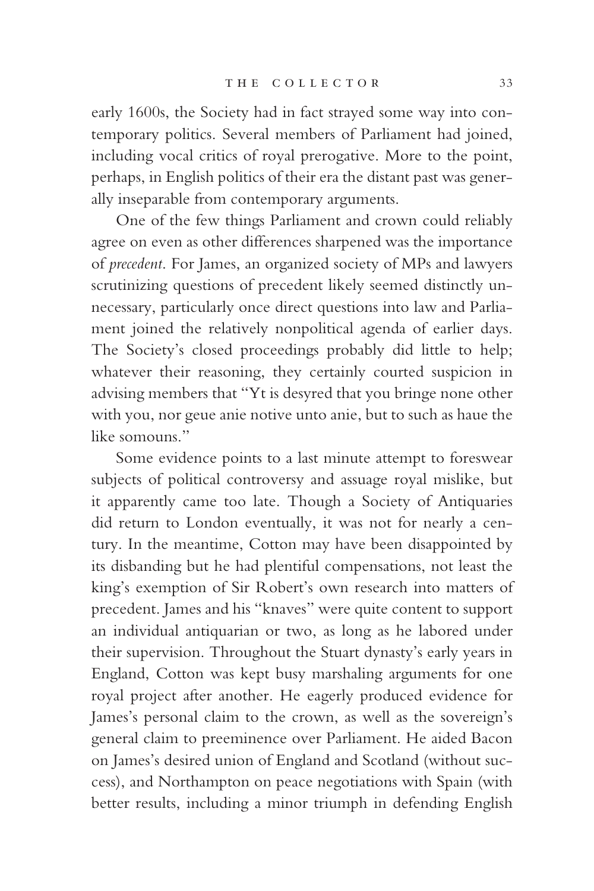early 1600s, the Society had in fact strayed some way into contemporary politics. Several members of Parliament had joined, including vocal critics of royal prerogative. More to the point, perhaps, in English politics of their era the distant past was generally inseparable from contemporary arguments.

One of the few things Parliament and crown could reliably agree on even as other differences sharpened was the importance of *precedent*. For James, an organized society of MPs and lawyers scrutinizing questions of precedent likely seemed distinctly unnecessary, particularly once direct questions into law and Parliament joined the relatively nonpolitical agenda of earlier days. The Society's closed proceedings probably did little to help; whatever their reasoning, they certainly courted suspicion in advising members that "Yt is desyred that you bringe none other with you, nor geue anie notive unto anie, but to such as haue the like somouns."

Some evidence points to a last minute attempt to foreswear subjects of political controversy and assuage royal mislike, but it apparently came too late. Though a Society of Antiquaries did return to London eventually, it was not for nearly a century. In the meantime, Cotton may have been disappointed by its disbanding but he had plentiful compensations, not least the king's exemption of Sir Robert's own research into matters of precedent. James and his "knaves" were quite content to support an individual antiquarian or two, as long as he labored under their supervision. Throughout the Stuart dynasty's early years in England, Cotton was kept busy marshaling arguments for one royal project after another. He eagerly produced evidence for James's personal claim to the crown, as well as the sovereign's general claim to preeminence over Parliament. He aided Bacon on James's desired union of England and Scotland (without success), and Northampton on peace negotiations with Spain (with better results, including a minor triumph in defending English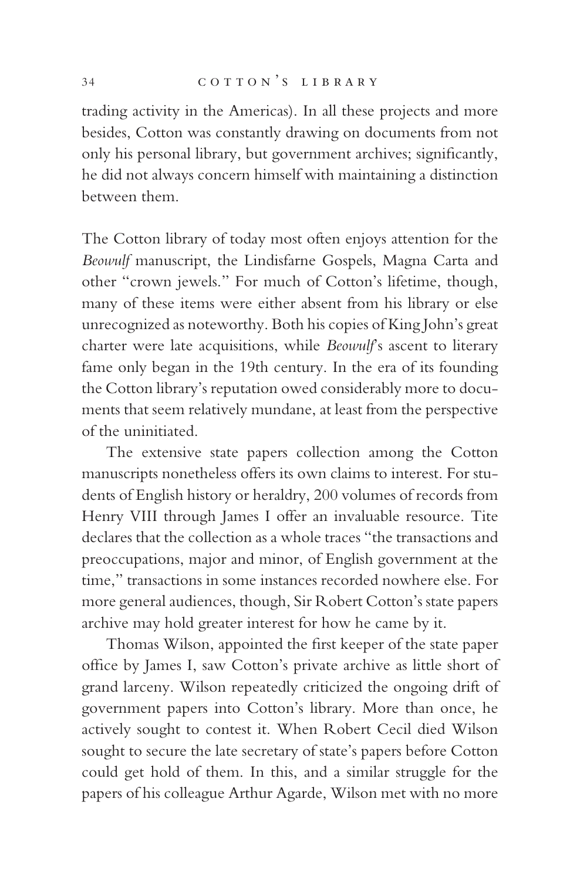trading activity in the Americas). In all these projects and more besides, Cotton was constantly drawing on documents from not only his personal library, but government archives; significantly, he did not always concern himself with maintaining a distinction between them.

The Cotton library of today most often enjoys attention for the *Beowulf* manuscript, the Lindisfarne Gospels, Magna Carta and other "crown jewels." For much of Cotton's lifetime, though, many of these items were either absent from his library or else unrecognized as noteworthy. Both his copies of King John's great charter were late acquisitions, while *Beowulf*'s ascent to literary fame only began in the 19th century. In the era of its founding the Cotton library's reputation owed considerably more to documents that seem relatively mundane, at least from the perspective of the uninitiated.

The extensive state papers collection among the Cotton manuscripts nonetheless offers its own claims to interest. For students of English history or heraldry, 200 volumes of records from Henry VIII through James I offer an invaluable resource. Tite declares that the collection as a whole traces "the transactions and preoccupations, major and minor, of English government at the time," transactions in some instances recorded nowhere else. For more general audiences, though, Sir Robert Cotton's state papers archive may hold greater interest for how he came by it.

Thomas Wilson, appointed the first keeper of the state paper office by James I, saw Cotton's private archive as little short of grand larceny. Wilson repeatedly criticized the ongoing drift of government papers into Cotton's library. More than once, he actively sought to contest it. When Robert Cecil died Wilson sought to secure the late secretary of state's papers before Cotton could get hold of them. In this, and a similar struggle for the papers of his colleague Arthur Agarde, Wilson met with no more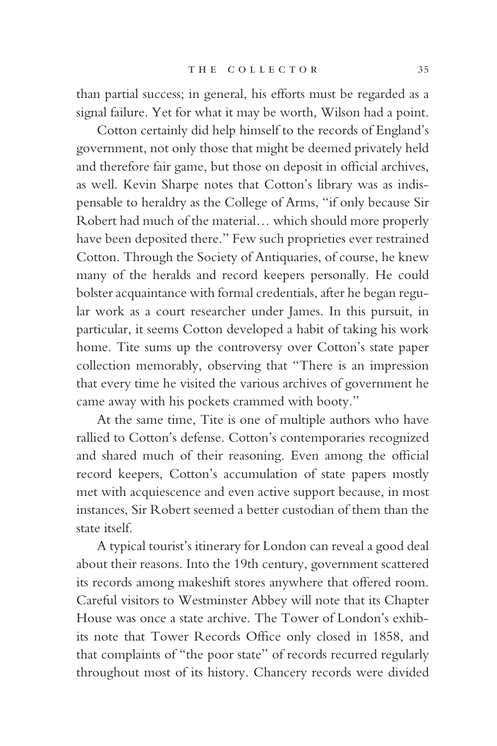than partial success; in general, his efforts must be regarded as a signal failure. Yet for what it may be worth, Wilson had a point.

Cotton certainly did help himself to the records of England's government, not only those that might be deemed privately held and therefore fair game, but those on deposit in official archives, as well. Kevin Sharpe notes that Cotton's library was as indispensable to heraldry as the College of Arms, "if only because Sir Robert had much of the material… which should more properly have been deposited there." Few such proprieties ever restrained Cotton. Through the Society of Antiquaries, of course, he knew many of the heralds and record keepers personally. He could bolster acquaintance with formal credentials, after he began regular work as a court researcher under James. In this pursuit, in particular, it seems Cotton developed a habit of taking his work home. Tite sums up the controversy over Cotton's state paper collection memorably, observing that "There is an impression that every time he visited the various archives of government he came away with his pockets crammed with booty."

At the same time, Tite is one of multiple authors who have rallied to Cotton's defense. Cotton's contemporaries recognized and shared much of their reasoning. Even among the official record keepers, Cotton's accumulation of state papers mostly met with acquiescence and even active support because, in most instances, Sir Robert seemed a better custodian of them than the state itself.

A typical tourist's itinerary for London can reveal a good deal about their reasons. Into the 19th century, government scattered its records among makeshift stores anywhere that offered room. Careful visitors to Westminster Abbey will note that its Chapter House was once a state archive. The Tower of London's exhibits note that Tower Records Office only closed in 1858, and that complaints of "the poor state" of records recurred regularly throughout most of its history. Chancery records were divided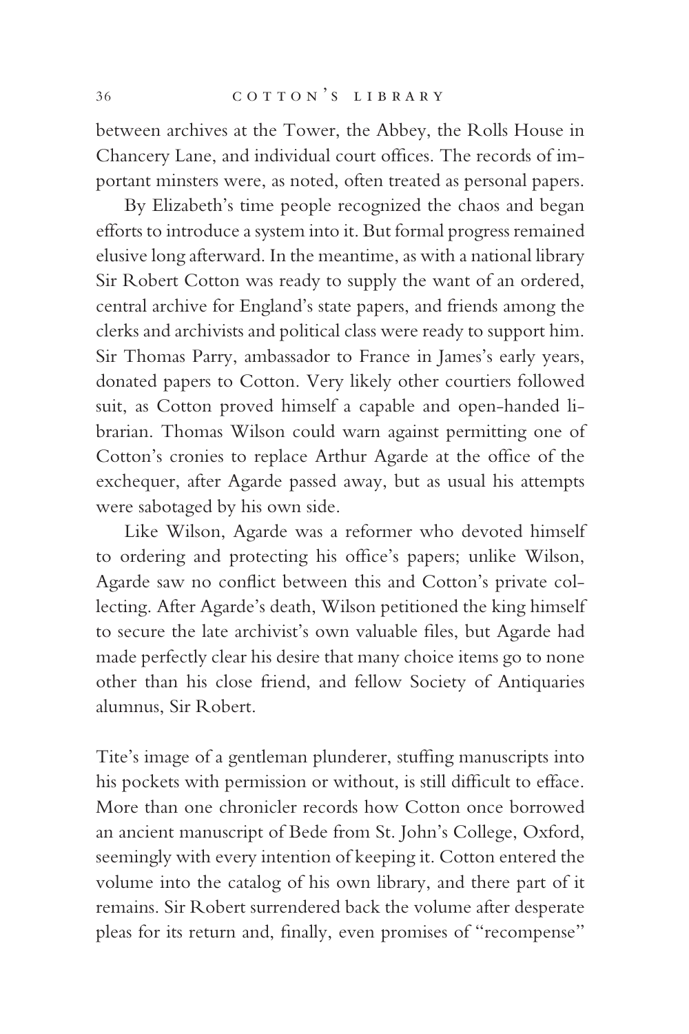between archives at the Tower, the Abbey, the Rolls House in Chancery Lane, and individual court offices. The records of important minsters were, as noted, often treated as personal papers.

By Elizabeth's time people recognized the chaos and began efforts to introduce a system into it. But formal progress remained elusive long afterward. In the meantime, as with a national library Sir Robert Cotton was ready to supply the want of an ordered, central archive for England's state papers, and friends among the clerks and archivists and political class were ready to support him. Sir Thomas Parry, ambassador to France in James's early years, donated papers to Cotton. Very likely other courtiers followed suit, as Cotton proved himself a capable and open-handed librarian. Thomas Wilson could warn against permitting one of Cotton's cronies to replace Arthur Agarde at the office of the exchequer, after Agarde passed away, but as usual his attempts were sabotaged by his own side.

Like Wilson, Agarde was a reformer who devoted himself to ordering and protecting his office's papers; unlike Wilson, Agarde saw no conflict between this and Cotton's private collecting. After Agarde's death, Wilson petitioned the king himself to secure the late archivist's own valuable files, but Agarde had made perfectly clear his desire that many choice items go to none other than his close friend, and fellow Society of Antiquaries alumnus, Sir Robert.

Tite's image of a gentleman plunderer, stuffing manuscripts into his pockets with permission or without, is still difficult to efface. More than one chronicler records how Cotton once borrowed an ancient manuscript of Bede from St. John's College, Oxford, seemingly with every intention of keeping it. Cotton entered the volume into the catalog of his own library, and there part of it remains. Sir Robert surrendered back the volume after desperate pleas for its return and, finally, even promises of "recompense"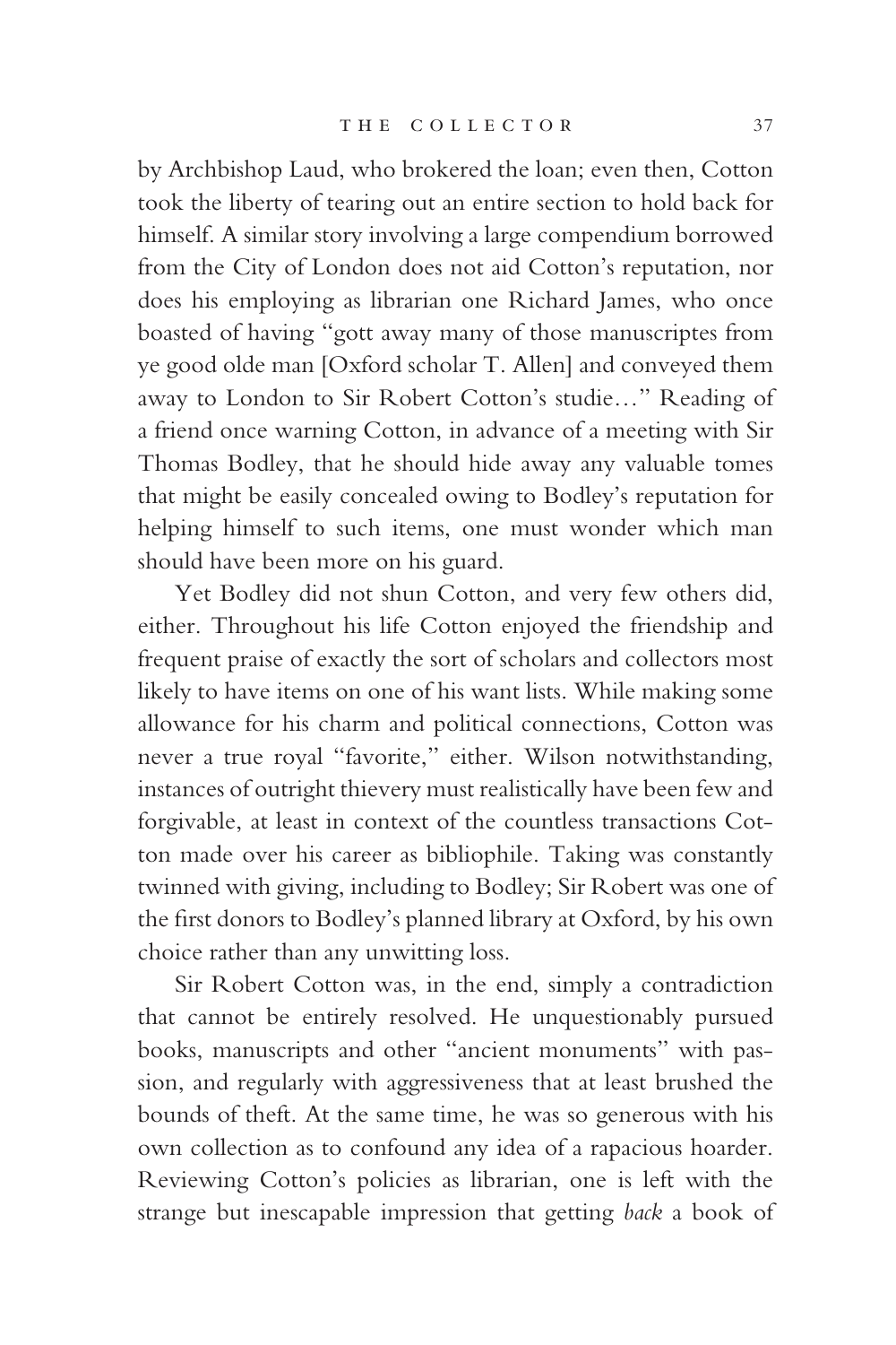by Archbishop Laud, who brokered the loan; even then, Cotton took the liberty of tearing out an entire section to hold back for himself. A similar story involving a large compendium borrowed from the City of London does not aid Cotton's reputation, nor does his employing as librarian one Richard James, who once boasted of having "gott away many of those manuscriptes from ye good olde man [Oxford scholar T. Allen] and conveyed them away to London to Sir Robert Cotton's studie…" Reading of a friend once warning Cotton, in advance of a meeting with Sir Thomas Bodley, that he should hide away any valuable tomes that might be easily concealed owing to Bodley's reputation for helping himself to such items, one must wonder which man should have been more on his guard.

Yet Bodley did not shun Cotton, and very few others did, either. Throughout his life Cotton enjoyed the friendship and frequent praise of exactly the sort of scholars and collectors most likely to have items on one of his want lists. While making some allowance for his charm and political connections, Cotton was never a true royal "favorite," either. Wilson notwithstanding, instances of outright thievery must realistically have been few and forgivable, at least in context of the countless transactions Cotton made over his career as bibliophile. Taking was constantly twinned with giving, including to Bodley; Sir Robert was one of the first donors to Bodley's planned library at Oxford, by his own choice rather than any unwitting loss.

Sir Robert Cotton was, in the end, simply a contradiction that cannot be entirely resolved. He unquestionably pursued books, manuscripts and other "ancient monuments" with passion, and regularly with aggressiveness that at least brushed the bounds of theft. At the same time, he was so generous with his own collection as to confound any idea of a rapacious hoarder. Reviewing Cotton's policies as librarian, one is left with the strange but inescapable impression that getting *back* a book of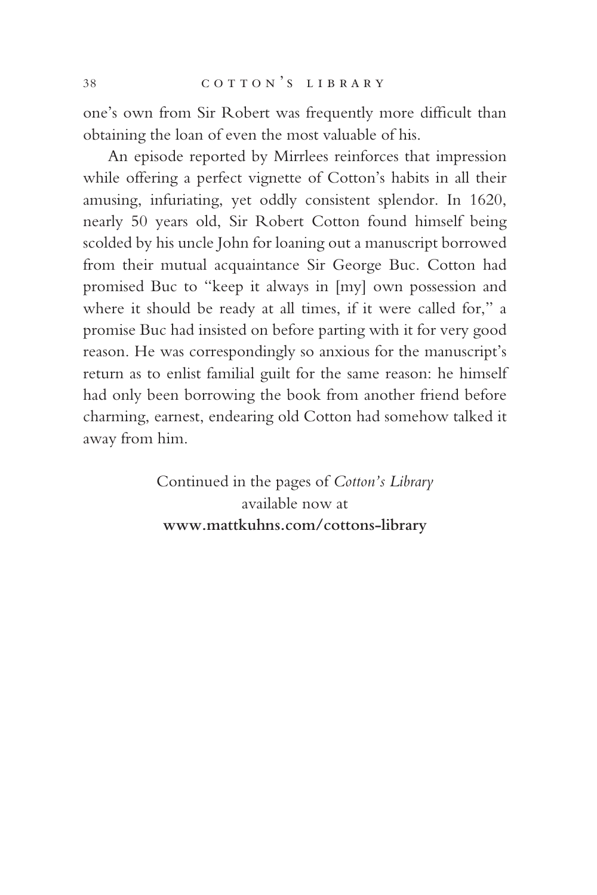one's own from Sir Robert was frequently more difficult than obtaining the loan of even the most valuable of his.

An episode reported by Mirrlees reinforces that impression while offering a perfect vignette of Cotton's habits in all their amusing, infuriating, yet oddly consistent splendor. In 1620, nearly 50 years old, Sir Robert Cotton found himself being scolded by his uncle John for loaning out a manuscript borrowed from their mutual acquaintance Sir George Buc. Cotton had promised Buc to "keep it always in [my] own possession and where it should be ready at all times, if it were called for," a promise Buc had insisted on before parting with it for very good reason. He was correspondingly so anxious for the manuscript's return as to enlist familial guilt for the same reason: he himself had only been borrowing the book from another friend before charming, earnest, endearing old Cotton had somehow talked it away from him.

Continued in the pages of *Cotton's Library*
available now at
**www.mattkuhns.com/cottons-library**